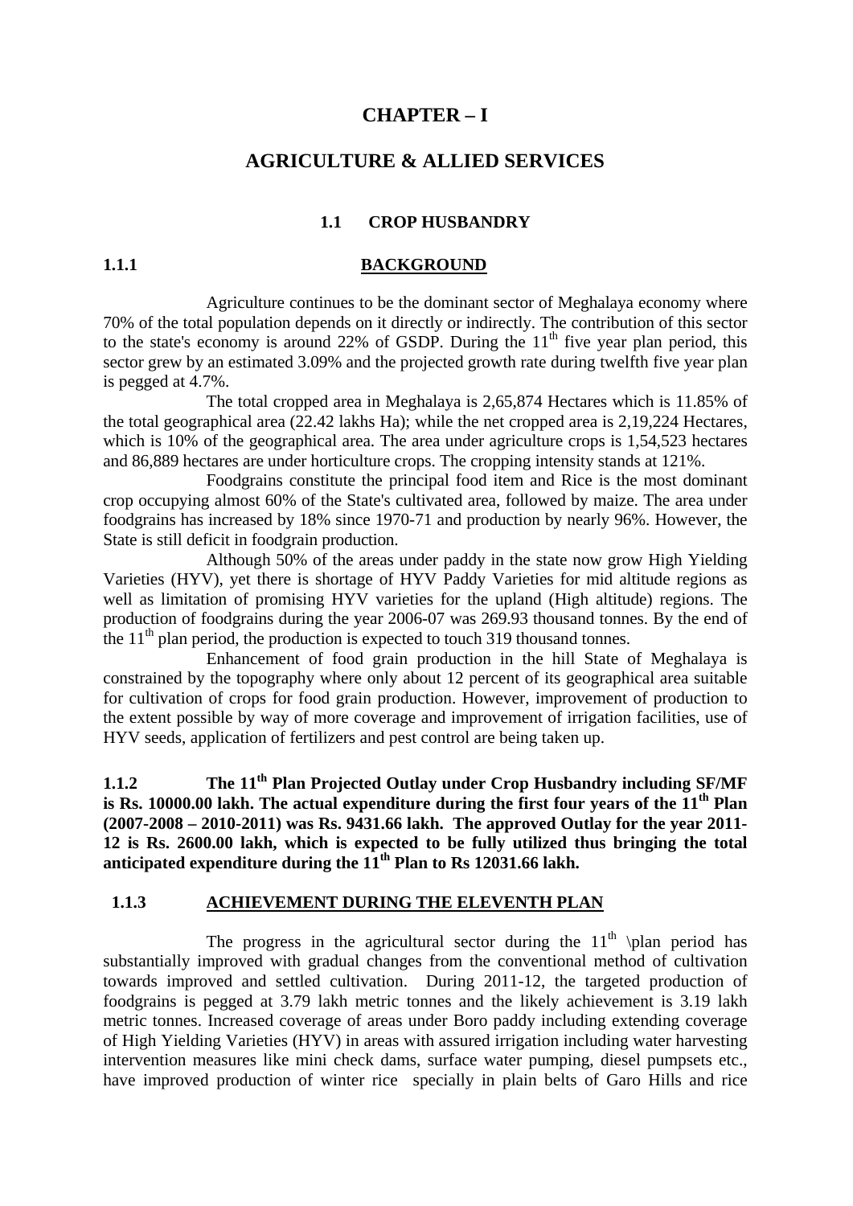# CHAPTER – I

# AGRICULTURE & ALLIED SERVICES

## 1.1 CROP HUSBANDRY

### 1.1.1 BACKGROUND

Agriculture continues to be the dominant sector of Meghalaya economy where 70% of the total population depends on it directly or indirectly. The contribution of this sector to the state's economy is around 22% of GSDP. During the 11th five year plan period, this sector grew by an estimated 3.09% and the projected growth rate during twelfth five year plan is pegged at 4.7%.

The total cropped area in Meghalaya is 2,65,874 Hectares which is 11.85% of the total geographical area (22.42 lakhs Ha); while the net cropped area is 2,19,224 Hectares, which is 10% of the geographical area. The area under agriculture crops is 1,54,523 hectares and 86,889 hectares are under horticulture crops. The cropping intensity stands at 121%.

Foodgrains constitute the principal food item and Rice is the most dominant crop occupying almost 60% of the State's cultivated area, followed by maize. The area under foodgrains has increased by 18% since 1970-71 and production by nearly 96%. However, the State is still deficit in foodgrain production.

Although 50% of the areas under paddy in the state now grow High Yielding Varieties (HYV), yet there is shortage of HYV Paddy Varieties for mid altitude regions as well as limitation of promising HYV varieties for the upland (High altitude) regions. The production of foodgrains during the year 2006-07 was 269.93 thousand tonnes. By the end of the 11th plan period, the production is expected to touch 319 thousand tonnes.

Enhancement of food grain production in the hill State of Meghalaya is constrained by the topography where only about 12 percent of its geographical area suitable for cultivation of crops for food grain production. However, improvement of production to the extent possible by way of more coverage and improvement of irrigation facilities, use of HYV seeds, application of fertilizers and pest control are being taken up.

**1.1.2 The 11th Plan Projected Outlay under Crop Husbandry including SF/MF is Rs. 10000.00 lakh. The actual expenditure during the first four years of the 11th Plan (2007-2008 – 2010-2011) was Rs. 9431.66 lakh. The approved Outlay for the year 2011-12 is Rs. 2600.00 lakh, which is expected to be fully utilized thus bringing the total anticipated expenditure during the 11th Plan to Rs 12031.66 lakh.**

### 1.1.3 ACHIEVEMENT DURING THE ELEVENTH PLAN

The progress in the agricultural sector during the 11th \plan period has substantially improved with gradual changes from the conventional method of cultivation towards improved and settled cultivation. During 2011-12, the targeted production of foodgrains is pegged at 3.79 lakh metric tonnes and the likely achievement is 3.19 lakh metric tonnes. Increased coverage of areas under Boro paddy including extending coverage of High Yielding Varieties (HYV) in areas with assured irrigation including water harvesting intervention measures like mini check dams, surface water pumping, diesel pumpsets etc., have improved production of winter rice specially in plain belts of Garo Hills and rice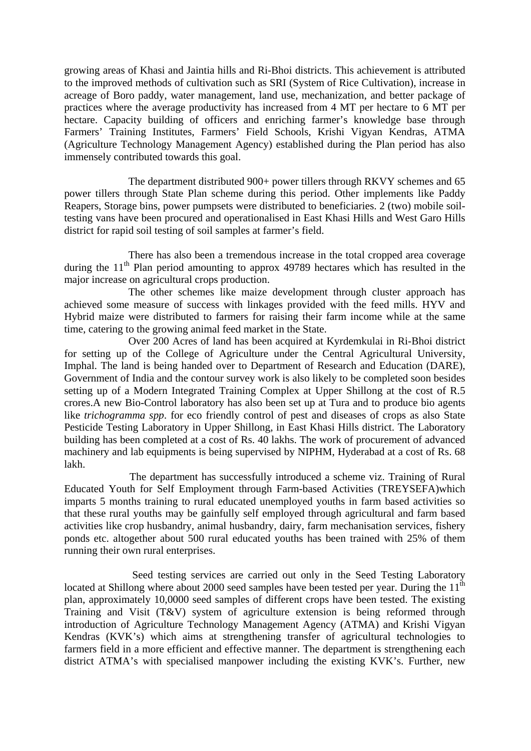growing areas of Khasi and Jaintia hills and Ri-Bhoi districts. This achievement is attributed to the improved methods of cultivation such as SRI (System of Rice Cultivation), increase in acreage of Boro paddy, water management, land use, mechanization, and better package of practices where the average productivity has increased from 4 MT per hectare to 6 MT per hectare. Capacity building of officers and enriching farmer's knowledge base through Farmers' Training Institutes, Farmers' Field Schools, Krishi Vigyan Kendras, ATMA (Agriculture Technology Management Agency) established during the Plan period has also immensely contributed towards this goal.

The department distributed 900+ power tillers through RKVY schemes and 65 power tillers through State Plan scheme during this period. Other implements like Paddy Reapers, Storage bins, power pumpsets were distributed to beneficiaries. 2 (two) mobile soil-testing vans have been procured and operationalised in East Khasi Hills and West Garo Hills district for rapid soil testing of soil samples at farmer's field.

There has also been a tremendous increase in the total cropped area coverage during the 11th Plan period amounting to approx 49789 hectares which has resulted in the major increase on agricultural crops production.

The other schemes like maize development through cluster approach has achieved some measure of success with linkages provided with the feed mills. HYV and Hybrid maize were distributed to farmers for raising their farm income while at the same time, catering to the growing animal feed market in the State.

Over 200 Acres of land has been acquired at Kyrdemkulai in Ri-Bhoi district for setting up of the College of Agriculture under the Central Agricultural University, Imphal. The land is being handed over to Department of Research and Education (DARE), Government of India and the contour survey work is also likely to be completed soon besides setting up of a Modern Integrated Training Complex at Upper Shillong at the cost of R.5 crores.A new Bio-Control laboratory has also been set up at Tura and to produce bio agents like *trichogramma spp*. for eco friendly control of pest and diseases of crops as also State Pesticide Testing Laboratory in Upper Shillong, in East Khasi Hills district. The Laboratory building has been completed at a cost of Rs. 40 lakhs. The work of procurement of advanced machinery and lab equipments is being supervised by NIPHM, Hyderabad at a cost of Rs. 68 lakh.

The department has successfully introduced a scheme viz. Training of Rural Educated Youth for Self Employment through Farm-based Activities (TREYSEFA)which imparts 5 months training to rural educated unemployed youths in farm based activities so that these rural youths may be gainfully self employed through agricultural and farm based activities like crop husbandry, animal husbandry, dairy, farm mechanisation services, fishery ponds etc. altogether about 500 rural educated youths has been trained with 25% of them running their own rural enterprises.

Seed testing services are carried out only in the Seed Testing Laboratory located at Shillong where about 2000 seed samples have been tested per year. During the 11th plan, approximately 10,0000 seed samples of different crops have been tested. The existing Training and Visit (T&V) system of agriculture extension is being reformed through introduction of Agriculture Technology Management Agency (ATMA) and Krishi Vigyan Kendras (KVK's) which aims at strengthening transfer of agricultural technologies to farmers field in a more efficient and effective manner. The department is strengthening each district ATMA's with specialised manpower including the existing KVK's. Further, new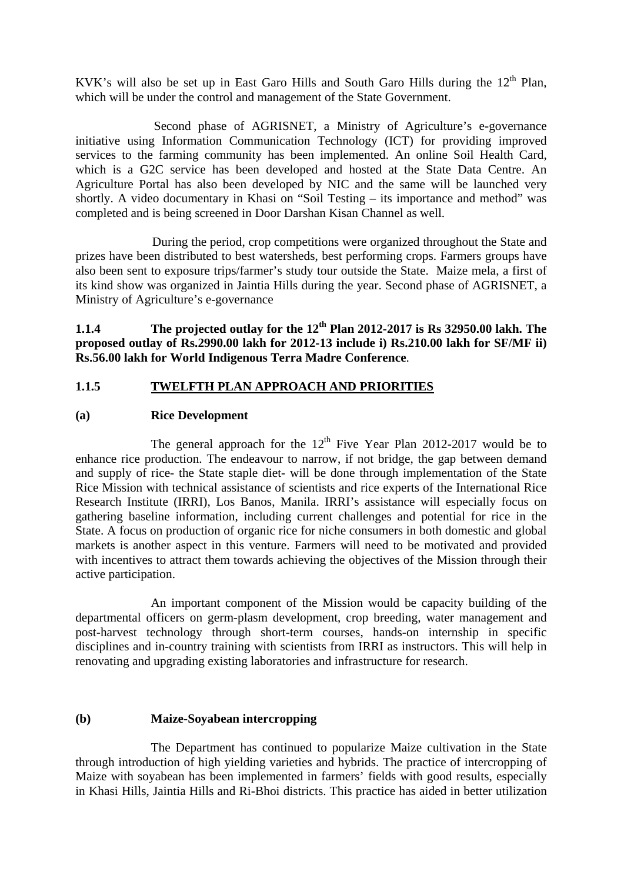KVK's will also be set up in East Garo Hills and South Garo Hills during the 12th Plan, which will be under the control and management of the State Government.

Second phase of AGRISNET, a Ministry of Agriculture's e-governance initiative using Information Communication Technology (ICT) for providing improved services to the farming community has been implemented. An online Soil Health Card, which is a G2C service has been developed and hosted at the State Data Centre. An Agriculture Portal has also been developed by NIC and the same will be launched very shortly. A video documentary in Khasi on "Soil Testing – its importance and method" was completed and is being screened in Door Darshan Kisan Channel as well.

During the period, crop competitions were organized throughout the State and prizes have been distributed to best watersheds, best performing crops. Farmers groups have also been sent to exposure trips/farmer's study tour outside the State. Maize mela, a first of its kind show was organized in Jaintia Hills during the year. Second phase of AGRISNET, a Ministry of Agriculture's e-governance

**1.1.4 The projected outlay for the 12th Plan 2012-2017 is Rs 32950.00 lakh. The proposed outlay of Rs.2990.00 lakh for 2012-13 include i) Rs.210.00 lakh for SF/MF ii) Rs.56.00 lakh for World Indigenous Terra Madre Conference**.

### 1.1.5 TWELFTH PLAN APPROACH AND PRIORITIES

#### (a) Rice Development

The general approach for the 12th Five Year Plan 2012-2017 would be to enhance rice production. The endeavour to narrow, if not bridge, the gap between demand and supply of rice- the State staple diet- will be done through implementation of the State Rice Mission with technical assistance of scientists and rice experts of the International Rice Research Institute (IRRI), Los Banos, Manila. IRRI's assistance will especially focus on gathering baseline information, including current challenges and potential for rice in the State. A focus on production of organic rice for niche consumers in both domestic and global markets is another aspect in this venture. Farmers will need to be motivated and provided with incentives to attract them towards achieving the objectives of the Mission through their active participation.

An important component of the Mission would be capacity building of the departmental officers on germ-plasm development, crop breeding, water management and post-harvest technology through short-term courses, hands-on internship in specific disciplines and in-country training with scientists from IRRI as instructors. This will help in renovating and upgrading existing laboratories and infrastructure for research.

#### (b) Maize-Soyabean intercropping

The Department has continued to popularize Maize cultivation in the State through introduction of high yielding varieties and hybrids. The practice of intercropping of Maize with soyabean has been implemented in farmers' fields with good results, especially in Khasi Hills, Jaintia Hills and Ri-Bhoi districts. This practice has aided in better utilization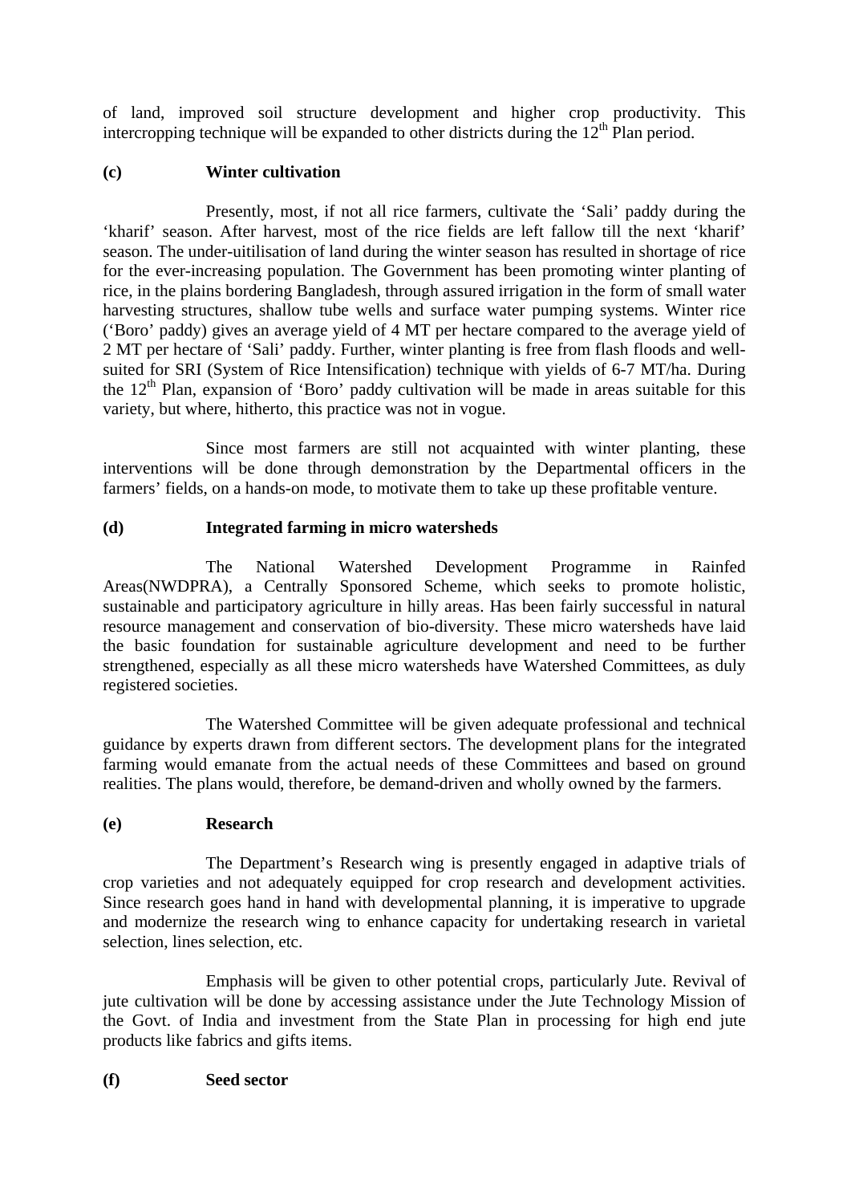of land, improved soil structure development and higher crop productivity. This intercropping technique will be expanded to other districts during the 12th Plan period.

**(c) Winter cultivation**

Presently, most, if not all rice farmers, cultivate the 'Sali' paddy during the 'kharif' season. After harvest, most of the rice fields are left fallow till the next 'kharif' season. The under-uitilisation of land during the winter season has resulted in shortage of rice for the ever-increasing population. The Government has been promoting winter planting of rice, in the plains bordering Bangladesh, through assured irrigation in the form of small water harvesting structures, shallow tube wells and surface water pumping systems. Winter rice ('Boro' paddy) gives an average yield of 4 MT per hectare compared to the average yield of 2 MT per hectare of 'Sali' paddy. Further, winter planting is free from flash floods and well-suited for SRI (System of Rice Intensification) technique with yields of 6-7 MT/ha. During the 12th Plan, expansion of 'Boro' paddy cultivation will be made in areas suitable for this variety, but where, hitherto, this practice was not in vogue.

Since most farmers are still not acquainted with winter planting, these interventions will be done through demonstration by the Departmental officers in the farmers' fields, on a hands-on mode, to motivate them to take up these profitable venture.

**(d) Integrated farming in micro watersheds**

The National Watershed Development Programme in Rainfed Areas(NWDPRA), a Centrally Sponsored Scheme, which seeks to promote holistic, sustainable and participatory agriculture in hilly areas. Has been fairly successful in natural resource management and conservation of bio-diversity. These micro watersheds have laid the basic foundation for sustainable agriculture development and need to be further strengthened, especially as all these micro watersheds have Watershed Committees, as duly registered societies.

The Watershed Committee will be given adequate professional and technical guidance by experts drawn from different sectors. The development plans for the integrated farming would emanate from the actual needs of these Committees and based on ground realities. The plans would, therefore, be demand-driven and wholly owned by the farmers.

**(e) Research**

The Department's Research wing is presently engaged in adaptive trials of crop varieties and not adequately equipped for crop research and development activities. Since research goes hand in hand with developmental planning, it is imperative to upgrade and modernize the research wing to enhance capacity for undertaking research in varietal selection, lines selection, etc.

Emphasis will be given to other potential crops, particularly Jute. Revival of jute cultivation will be done by accessing assistance under the Jute Technology Mission of the Govt. of India and investment from the State Plan in processing for high end jute products like fabrics and gifts items.

**(f) Seed sector**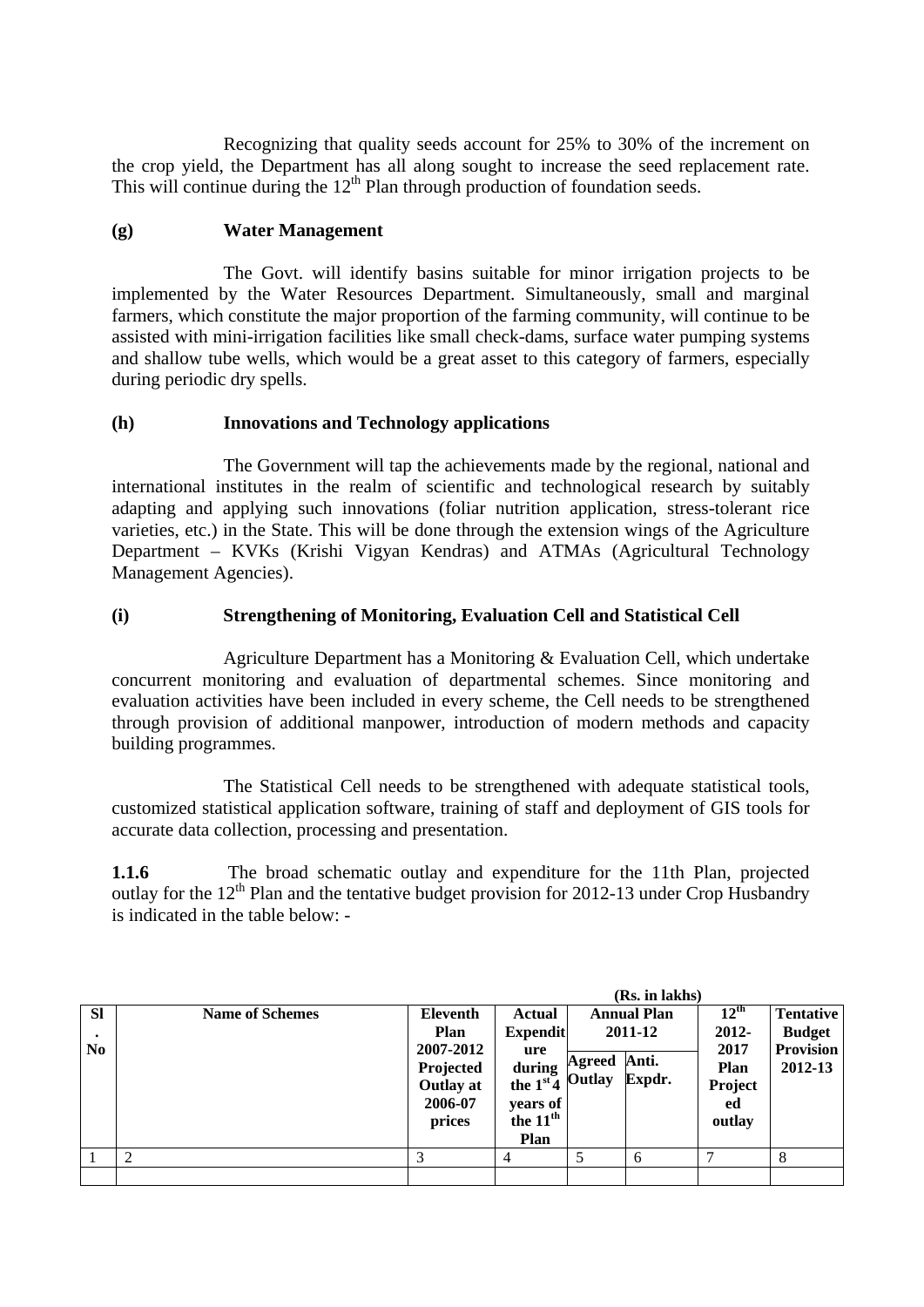Recognizing that quality seeds account for 25% to 30% of the increment on the crop yield, the Department has all along sought to increase the seed replacement rate. This will continue during the 12th Plan through production of foundation seeds.

### (g) Water Management

The Govt. will identify basins suitable for minor irrigation projects to be implemented by the Water Resources Department. Simultaneously, small and marginal farmers, which constitute the major proportion of the farming community, will continue to be assisted with mini-irrigation facilities like small check-dams, surface water pumping systems and shallow tube wells, which would be a great asset to this category of farmers, especially during periodic dry spells.

### (h) Innovations and Technology applications

The Government will tap the achievements made by the regional, national and international institutes in the realm of scientific and technological research by suitably adapting and applying such innovations (foliar nutrition application, stress-tolerant rice varieties, etc.) in the State. This will be done through the extension wings of the Agriculture Department – KVKs (Krishi Vigyan Kendras) and ATMAs (Agricultural Technology Management Agencies).

### (i) Strengthening of Monitoring, Evaluation Cell and Statistical Cell

Agriculture Department has a Monitoring & Evaluation Cell, which undertake concurrent monitoring and evaluation of departmental schemes. Since monitoring and evaluation activities have been included in every scheme, the Cell needs to be strengthened through provision of additional manpower, introduction of modern methods and capacity building programmes.

The Statistical Cell needs to be strengthened with adequate statistical tools, customized statistical application software, training of staff and deployment of GIS tools for accurate data collection, processing and presentation.

**1.1.6** The broad schematic outlay and expenditure for the 11th Plan, projected outlay for the 12th Plan and the tentative budget provision for 2012-13 under Crop Husbandry is indicated in the table below: -

(Rs. in lakhs)

| Sl. No | Name of Schemes | Eleventh Plan 2007-2012 Projected Outlay at 2006-07 prices | Actual Expenditure during the 1st 4 years of the 11th Plan | Annual Plan 2011-12 | | 12th 2012-2017 Plan Projected outlay | Tentative Budget Provision 2012-13 |
|---|---|---|---|---|---|---|---|
| | | | | Agreed Outlay | Anti. Expdr. | | |
| 1 | 2 | 3 | 4 | 5 | 6 | 7 | 8 |
| | | | | | | | |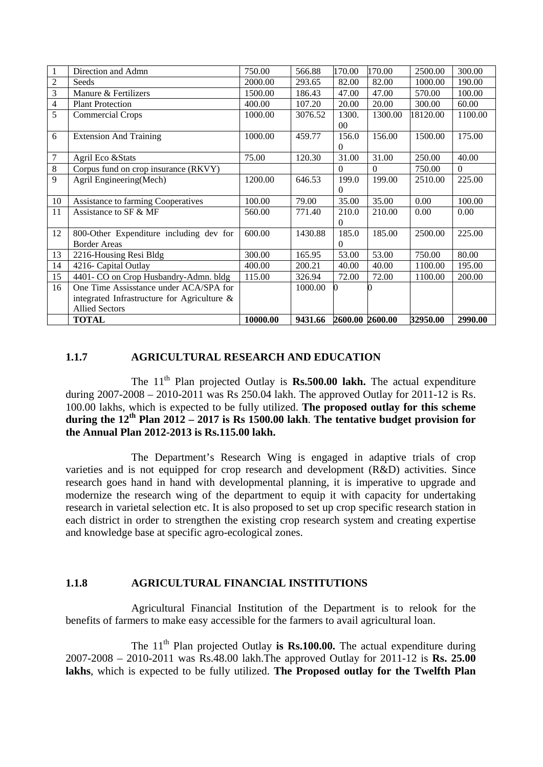| 1 | Direction and Admn | 750.00 | 566.88 | 170.00 | 170.00 | 2500.00 | 300.00 |
|---|---|---|---|---|---|---|---|
| 2 | Seeds | 2000.00 | 293.65 | 82.00 | 82.00 | 1000.00 | 190.00 |
| 3 | Manure & Fertilizers | 1500.00 | 186.43 | 47.00 | 47.00 | 570.00 | 100.00 |
| 4 | Plant Protection | 400.00 | 107.20 | 20.00 | 20.00 | 300.00 | 60.00 |
| 5 | Commercial Crops | 1000.00 | 3076.52 | 1300.00 | 1300.00 | 18120.00 | 1100.00 |
| 6 | Extension And Training | 1000.00 | 459.77 | 156.00 | 156.00 | 1500.00 | 175.00 |
| 7 | Agril Eco &Stats | 75.00 | 120.30 | 31.00 | 31.00 | 250.00 | 40.00 |
| 8 | Corpus fund on crop insurance (RKVY) | | | 0 | 0 | 750.00 | 0 |
| 9 | Agril Engineering(Mech) | 1200.00 | 646.53 | 199.00 | 199.00 | 2510.00 | 225.00 |
| 10 | Assistance to farming Cooperatives | 100.00 | 79.00 | 35.00 | 35.00 | 0.00 | 100.00 |
| 11 | Assistance to SF & MF | 560.00 | 771.40 | 210.00 | 210.00 | 0.00 | 0.00 |
| 12 | 800-Other Expenditure including dev for Border Areas | 600.00 | 1430.88 | 185.00 | 185.00 | 2500.00 | 225.00 |
| 13 | 2216-Housing Resi Bldg | 300.00 | 165.95 | 53.00 | 53.00 | 750.00 | 80.00 |
| 14 | 4216- Capital Outlay | 400.00 | 200.21 | 40.00 | 40.00 | 1100.00 | 195.00 |
| 15 | 4401- CO on Crop Husbandry-Admn. bldg | 115.00 | 326.94 | 72.00 | 72.00 | 1100.00 | 200.00 |
| 16 | One Time Assisstance under ACA/SPA for integrated Infrastructure for Agriculture & Allied Sectors | | 1000.00 | 0 | 0 | | |
| | **TOTAL** | **10000.00** | **9431.66** | **2600.00** | **2600.00** | **32950.00** | **2990.00** |

### 1.1.7 AGRICULTURAL RESEARCH AND EDUCATION

The 11th Plan projected Outlay is **Rs.500.00 lakh.** The actual expenditure during 2007-2008 – 2010-2011 was Rs 250.04 lakh. The approved Outlay for 2011-12 is Rs. 100.00 lakhs, which is expected to be fully utilized. **The proposed outlay for this scheme during the 12th Plan 2012 – 2017 is Rs 1500.00 lakh**. **The tentative budget provision for the Annual Plan 2012-2013 is Rs.115.00 lakh.**

The Department's Research Wing is engaged in adaptive trials of crop varieties and is not equipped for crop research and development (R&D) activities. Since research goes hand in hand with developmental planning, it is imperative to upgrade and modernize the research wing of the department to equip it with capacity for undertaking research in varietal selection etc. It is also proposed to set up crop specific research station in each district in order to strengthen the existing crop research system and creating expertise and knowledge base at specific agro-ecological zones.

### 1.1.8 AGRICULTURAL FINANCIAL INSTITUTIONS

Agricultural Financial Institution of the Department is to relook for the benefits of farmers to make easy accessible for the farmers to avail agricultural loan.

The 11th Plan projected Outlay **is Rs.100.00.** The actual expenditure during 2007-2008 – 2010-2011 was Rs.48.00 lakh.The approved Outlay for 2011-12 is **Rs. 25.00 lakhs**, which is expected to be fully utilized. **The Proposed outlay for the Twelfth Plan**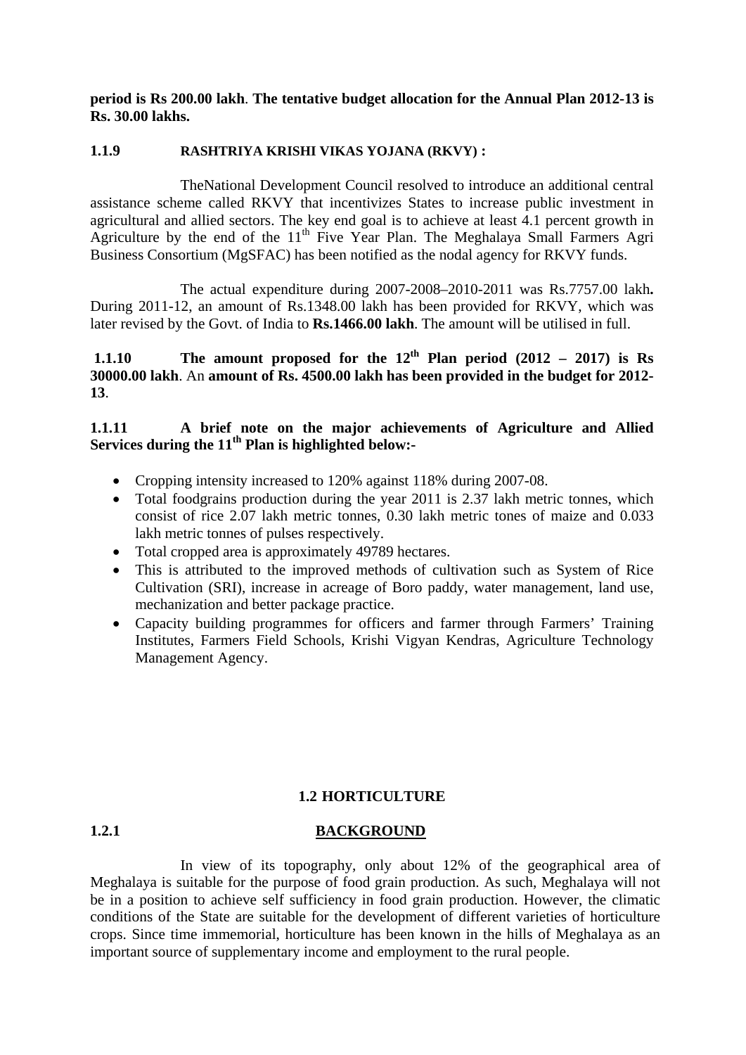**period is Rs 200.00 lakh**. **The tentative budget allocation for the Annual Plan 2012-13 is Rs. 30.00 lakhs.**

### 1.1.9 RASHTRIYA KRISHI VIKAS YOJANA (RKVY) :

TheNational Development Council resolved to introduce an additional central assistance scheme called RKVY that incentivizes States to increase public investment in agricultural and allied sectors. The key end goal is to achieve at least 4.1 percent growth in Agriculture by the end of the 11th Five Year Plan. The Meghalaya Small Farmers Agri Business Consortium (MgSFAC) has been notified as the nodal agency for RKVY funds.

The actual expenditure during 2007-2008–2010-2011 was Rs.7757.00 lakh**.** During 2011-12, an amount of Rs.1348.00 lakh has been provided for RKVY, which was later revised by the Govt. of India to **Rs.1466.00 lakh**. The amount will be utilised in full.

**1.1.10 The amount proposed for the 12th Plan period (2012 – 2017) is Rs 30000.00 lakh**. An **amount of Rs. 4500.00 lakh has been provided in the budget for 2012-13**.

**1.1.11 A brief note on the major achievements of Agriculture and Allied Services during the 11th Plan is highlighted below:-**

- Cropping intensity increased to 120% against 118% during 2007-08.
- Total foodgrains production during the year 2011 is 2.37 lakh metric tonnes, which consist of rice 2.07 lakh metric tonnes, 0.30 lakh metric tones of maize and 0.033 lakh metric tonnes of pulses respectively.
- Total cropped area is approximately 49789 hectares.
- This is attributed to the improved methods of cultivation such as System of Rice Cultivation (SRI), increase in acreage of Boro paddy, water management, land use, mechanization and better package practice.
- Capacity building programmes for officers and farmer through Farmers' Training Institutes, Farmers Field Schools, Krishi Vigyan Kendras, Agriculture Technology Management Agency.

## 1.2 HORTICULTURE

### 1.2.1 BACKGROUND

In view of its topography, only about 12% of the geographical area of Meghalaya is suitable for the purpose of food grain production. As such, Meghalaya will not be in a position to achieve self sufficiency in food grain production. However, the climatic conditions of the State are suitable for the development of different varieties of horticulture crops. Since time immemorial, horticulture has been known in the hills of Meghalaya as an important source of supplementary income and employment to the rural people.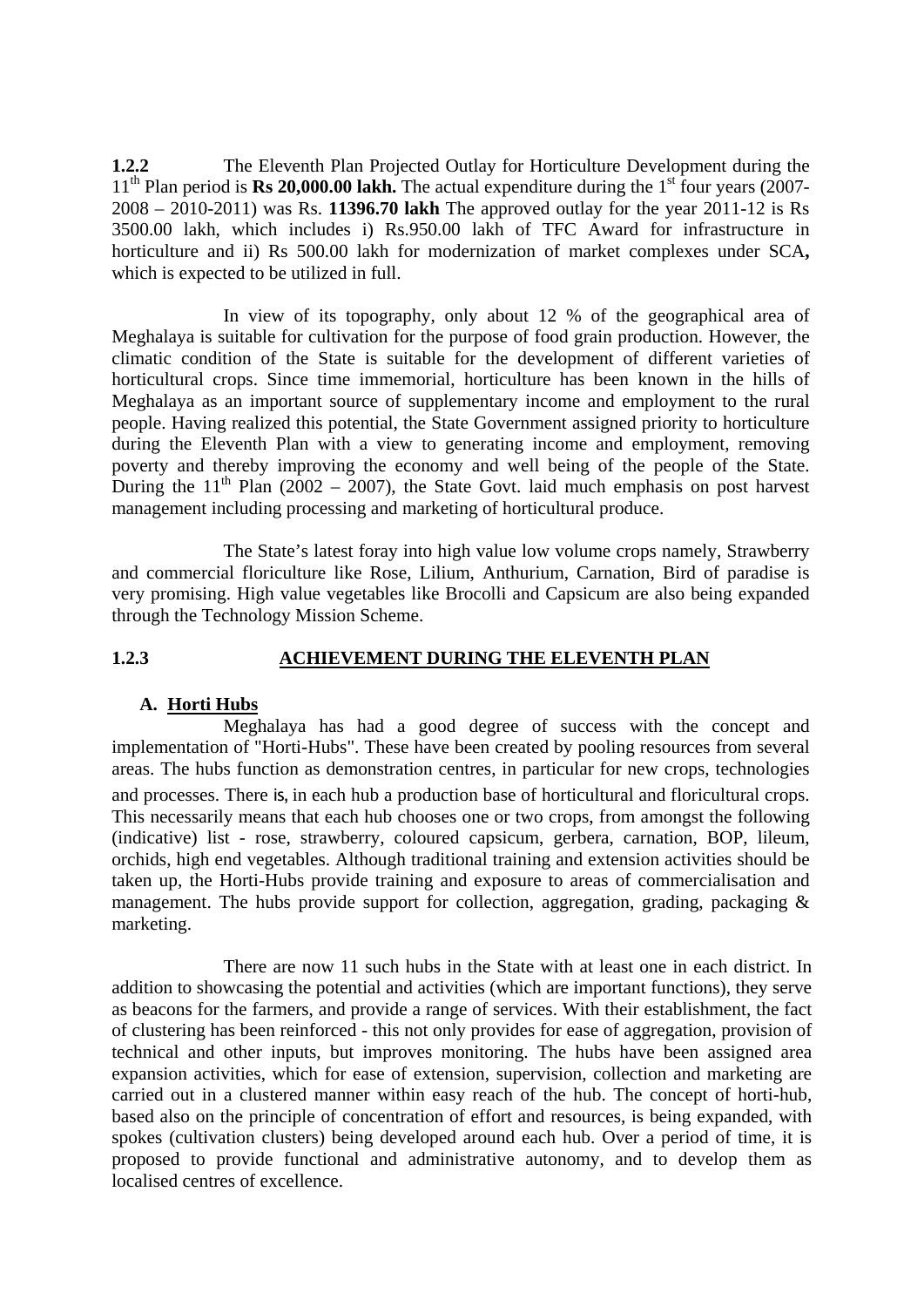**1.2.2** The Eleventh Plan Projected Outlay for Horticulture Development during the 11th Plan period is **Rs 20,000.00 lakh.** The actual expenditure during the 1st four years (2007-2008 – 2010-2011) was Rs. **11396.70 lakh** The approved outlay for the year 2011-12 is Rs 3500.00 lakh, which includes i) Rs.950.00 lakh of TFC Award for infrastructure in horticulture and ii) Rs 500.00 lakh for modernization of market complexes under SCA**,** which is expected to be utilized in full.

In view of its topography, only about 12 % of the geographical area of Meghalaya is suitable for cultivation for the purpose of food grain production. However, the climatic condition of the State is suitable for the development of different varieties of horticultural crops. Since time immemorial, horticulture has been known in the hills of Meghalaya as an important source of supplementary income and employment to the rural people. Having realized this potential, the State Government assigned priority to horticulture during the Eleventh Plan with a view to generating income and employment, removing poverty and thereby improving the economy and well being of the people of the State. During the 11th Plan (2002 – 2007), the State Govt. laid much emphasis on post harvest management including processing and marketing of horticultural produce.

The State's latest foray into high value low volume crops namely, Strawberry and commercial floriculture like Rose, Lilium, Anthurium, Carnation, Bird of paradise is very promising. High value vegetables like Brocolli and Capsicum are also being expanded through the Technology Mission Scheme.

### 1.2.3 ACHIEVEMENT DURING THE ELEVENTH PLAN

**A. Horti Hubs**

Meghalaya has had a good degree of success with the concept and implementation of "Horti-Hubs". These have been created by pooling resources from several areas. The hubs function as demonstration centres, in particular for new crops, technologies and processes. There is, in each hub a production base of horticultural and floricultural crops. This necessarily means that each hub chooses one or two crops, from amongst the following (indicative) list - rose, strawberry, coloured capsicum, gerbera, carnation, BOP, lileum, orchids, high end vegetables. Although traditional training and extension activities should be taken up, the Horti-Hubs provide training and exposure to areas of commercialisation and management. The hubs provide support for collection, aggregation, grading, packaging & marketing.

There are now 11 such hubs in the State with at least one in each district. In addition to showcasing the potential and activities (which are important functions), they serve as beacons for the farmers, and provide a range of services. With their establishment, the fact of clustering has been reinforced - this not only provides for ease of aggregation, provision of technical and other inputs, but improves monitoring. The hubs have been assigned area expansion activities, which for ease of extension, supervision, collection and marketing are carried out in a clustered manner within easy reach of the hub. The concept of horti-hub, based also on the principle of concentration of effort and resources, is being expanded, with spokes (cultivation clusters) being developed around each hub. Over a period of time, it is proposed to provide functional and administrative autonomy, and to develop them as localised centres of excellence.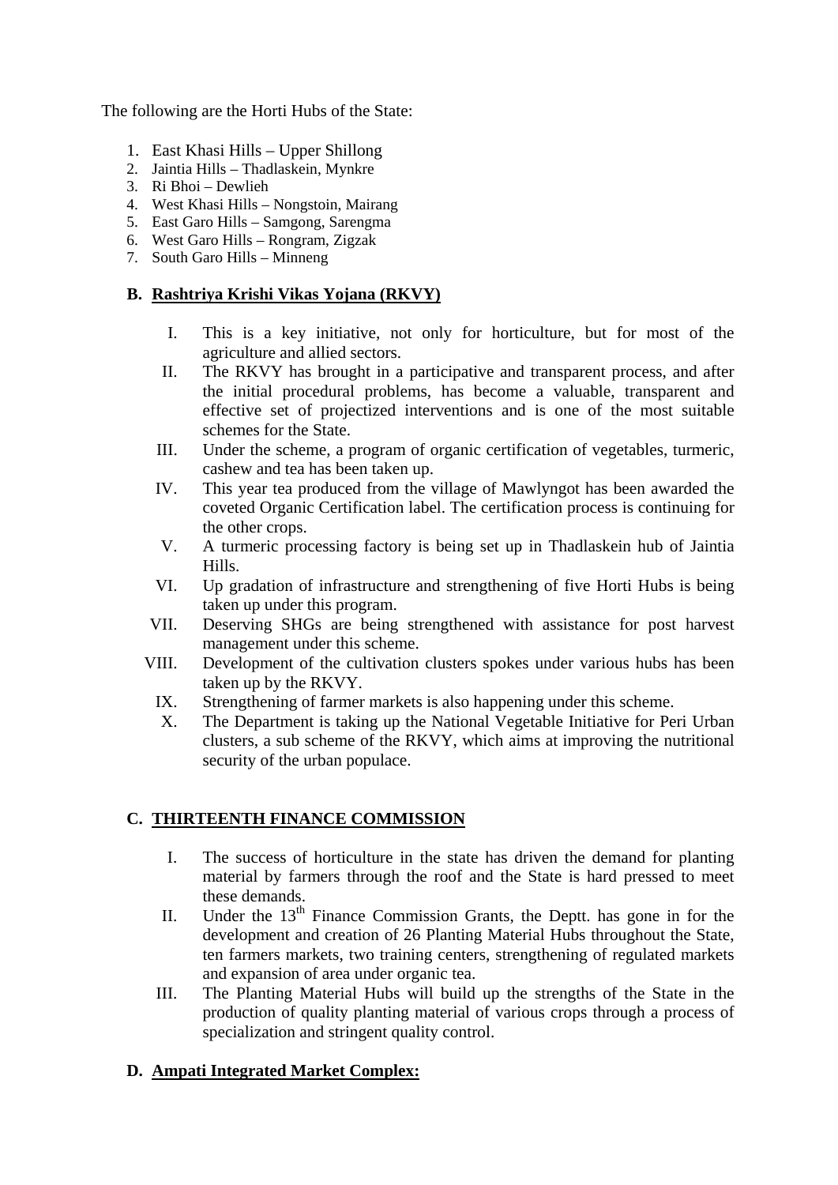The following are the Horti Hubs of the State:

1. East Khasi Hills – Upper Shillong
2. Jaintia Hills – Thadlaskein, Mynkre
3. Ri Bhoi – Dewlieh
4. West Khasi Hills – Nongstoin, Mairang
5. East Garo Hills – Samgong, Sarengma
6. West Garo Hills – Rongram, Zigzak
7. South Garo Hills – Minneng

### B. Rashtriya Krishi Vikas Yojana (RKVY)

I. This is a key initiative, not only for horticulture, but for most of the agriculture and allied sectors.

II. The RKVY has brought in a participative and transparent process, and after the initial procedural problems, has become a valuable, transparent and effective set of projectized interventions and is one of the most suitable schemes for the State.

III. Under the scheme, a program of organic certification of vegetables, turmeric, cashew and tea has been taken up.

IV. This year tea produced from the village of Mawlyngot has been awarded the coveted Organic Certification label. The certification process is continuing for the other crops.

V. A turmeric processing factory is being set up in Thadlaskein hub of Jaintia Hills.

VI. Up gradation of infrastructure and strengthening of five Horti Hubs is being taken up under this program.

VII. Deserving SHGs are being strengthened with assistance for post harvest management under this scheme.

VIII. Development of the cultivation clusters spokes under various hubs has been taken up by the RKVY.

IX. Strengthening of farmer markets is also happening under this scheme.

X. The Department is taking up the National Vegetable Initiative for Peri Urban clusters, a sub scheme of the RKVY, which aims at improving the nutritional security of the urban populace.

### C. THIRTEENTH FINANCE COMMISSION

I. The success of horticulture in the state has driven the demand for planting material by farmers through the roof and the State is hard pressed to meet these demands.

II. Under the 13th Finance Commission Grants, the Deptt. has gone in for the development and creation of 26 Planting Material Hubs throughout the State, ten farmers markets, two training centers, strengthening of regulated markets and expansion of area under organic tea.

III. The Planting Material Hubs will build up the strengths of the State in the production of quality planting material of various crops through a process of specialization and stringent quality control.

### D. Ampati Integrated Market Complex: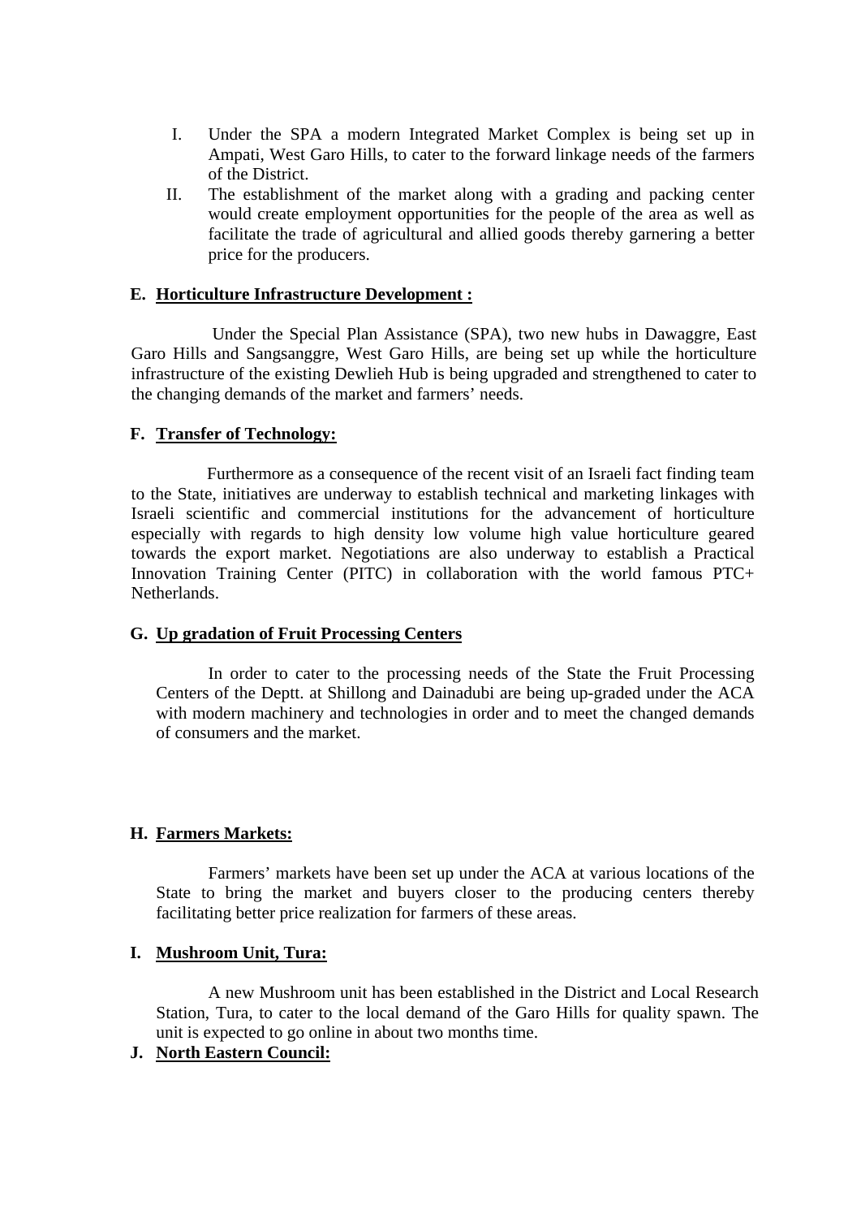I. Under the SPA a modern Integrated Market Complex is being set up in Ampati, West Garo Hills, to cater to the forward linkage needs of the farmers of the District.

II. The establishment of the market along with a grading and packing center would create employment opportunities for the people of the area as well as facilitate the trade of agricultural and allied goods thereby garnering a better price for the producers.

**E. <u>Horticulture Infrastructure Development :</u>**

Under the Special Plan Assistance (SPA), two new hubs in Dawaggre, East Garo Hills and Sangsanggre, West Garo Hills, are being set up while the horticulture infrastructure of the existing Dewlieh Hub is being upgraded and strengthened to cater to the changing demands of the market and farmers' needs.

**F. <u>Transfer of Technology:</u>**

Furthermore as a consequence of the recent visit of an Israeli fact finding team to the State, initiatives are underway to establish technical and marketing linkages with Israeli scientific and commercial institutions for the advancement of horticulture especially with regards to high density low volume high value horticulture geared towards the export market. Negotiations are also underway to establish a Practical Innovation Training Center (PITC) in collaboration with the world famous PTC+ Netherlands.

**G. <u>Up gradation of Fruit Processing Centers</u>**

In order to cater to the processing needs of the State the Fruit Processing Centers of the Deptt. at Shillong and Dainadubi are being up-graded under the ACA with modern machinery and technologies in order and to meet the changed demands of consumers and the market.

**H. <u>Farmers Markets:</u>**

Farmers' markets have been set up under the ACA at various locations of the State to bring the market and buyers closer to the producing centers thereby facilitating better price realization for farmers of these areas.

**I. <u>Mushroom Unit, Tura:</u>**

A new Mushroom unit has been established in the District and Local Research Station, Tura, to cater to the local demand of the Garo Hills for quality spawn. The unit is expected to go online in about two months time.

**J. <u>North Eastern Council:</u>**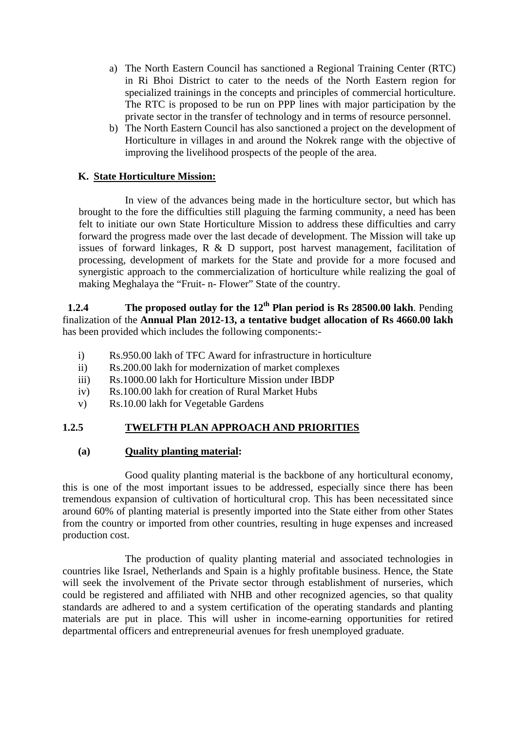a) The North Eastern Council has sanctioned a Regional Training Center (RTC) in Ri Bhoi District to cater to the needs of the North Eastern region for specialized trainings in the concepts and principles of commercial horticulture. The RTC is proposed to be run on PPP lines with major participation by the private sector in the transfer of technology and in terms of resource personnel.
b) The North Eastern Council has also sanctioned a project on the development of Horticulture in villages in and around the Nokrek range with the objective of improving the livelihood prospects of the people of the area.

**K. State Horticulture Mission:**

In view of the advances being made in the horticulture sector, but which has brought to the fore the difficulties still plaguing the farming community, a need has been felt to initiate our own State Horticulture Mission to address these difficulties and carry forward the progress made over the last decade of development. The Mission will take up issues of forward linkages, R & D support, post harvest management, facilitation of processing, development of markets for the State and provide for a more focused and synergistic approach to the commercialization of horticulture while realizing the goal of making Meghalaya the "Fruit- n- Flower" State of the country.

**1.2.4 The proposed outlay for the 12th Plan period is Rs 28500.00 lakh**. Pending finalization of the **Annual Plan 2012-13, a tentative budget allocation of Rs 4660.00 lakh** has been provided which includes the following components:-

i) Rs.950.00 lakh of TFC Award for infrastructure in horticulture
ii) Rs.200.00 lakh for modernization of market complexes
iii) Rs.1000.00 lakh for Horticulture Mission under IBDP
iv) Rs.100.00 lakh for creation of Rural Market Hubs
v) Rs.10.00 lakh for Vegetable Gardens

**1.2.5 TWELFTH PLAN APPROACH AND PRIORITIES**

**(a) Quality planting material:**

Good quality planting material is the backbone of any horticultural economy, this is one of the most important issues to be addressed, especially since there has been tremendous expansion of cultivation of horticultural crop. This has been necessitated since around 60% of planting material is presently imported into the State either from other States from the country or imported from other countries, resulting in huge expenses and increased production cost.

The production of quality planting material and associated technologies in countries like Israel, Netherlands and Spain is a highly profitable business. Hence, the State will seek the involvement of the Private sector through establishment of nurseries, which could be registered and affiliated with NHB and other recognized agencies, so that quality standards are adhered to and a system certification of the operating standards and planting materials are put in place. This will usher in income-earning opportunities for retired departmental officers and entrepreneurial avenues for fresh unemployed graduate.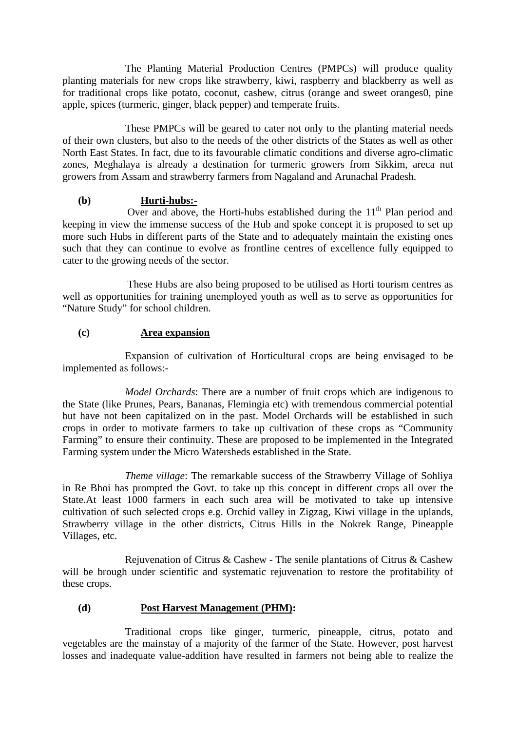The Planting Material Production Centres (PMPCs) will produce quality planting materials for new crops like strawberry, kiwi, raspberry and blackberry as well as for traditional crops like potato, coconut, cashew, citrus (orange and sweet oranges0, pine apple, spices (turmeric, ginger, black pepper) and temperate fruits.

These PMPCs will be geared to cater not only to the planting material needs of their own clusters, but also to the needs of the other districts of the States as well as other North East States. In fact, due to its favourable climatic conditions and diverse agro-climatic zones, Meghalaya is already a destination for turmeric growers from Sikkim, areca nut growers from Assam and strawberry farmers from Nagaland and Arunachal Pradesh.

**(b) <u>Hurti-hubs:-</u>**

Over and above, the Horti-hubs established during the 11th Plan period and keeping in view the immense success of the Hub and spoke concept it is proposed to set up more such Hubs in different parts of the State and to adequately maintain the existing ones such that they can continue to evolve as frontline centres of excellence fully equipped to cater to the growing needs of the sector.

These Hubs are also being proposed to be utilised as Horti tourism centres as well as opportunities for training unemployed youth as well as to serve as opportunities for "Nature Study" for school children.

**(c) <u>Area expansion</u>**

Expansion of cultivation of Horticultural crops are being envisaged to be implemented as follows:-

*Model Orchards*: There are a number of fruit crops which are indigenous to the State (like Prunes, Pears, Bananas, Flemingia etc) with tremendous commercial potential but have not been capitalized on in the past. Model Orchards will be established in such crops in order to motivate farmers to take up cultivation of these crops as "Community Farming" to ensure their continuity. These are proposed to be implemented in the Integrated Farming system under the Micro Watersheds established in the State.

*Theme village*: The remarkable success of the Strawberry Village of Sohliya in Re Bhoi has prompted the Govt. to take up this concept in different crops all over the State.At least 1000 farmers in each such area will be motivated to take up intensive cultivation of such selected crops e.g. Orchid valley in Zigzag, Kiwi village in the uplands, Strawberry village in the other districts, Citrus Hills in the Nokrek Range, Pineapple Villages, etc.

Rejuvenation of Citrus & Cashew - The senile plantations of Citrus & Cashew will be brough under scientific and systematic rejuvenation to restore the profitability of these crops.

**(d) <u>Post Harvest Management (PHM)</u>:**

Traditional crops like ginger, turmeric, pineapple, citrus, potato and vegetables are the mainstay of a majority of the farmer of the State. However, post harvest losses and inadequate value-addition have resulted in farmers not being able to realize the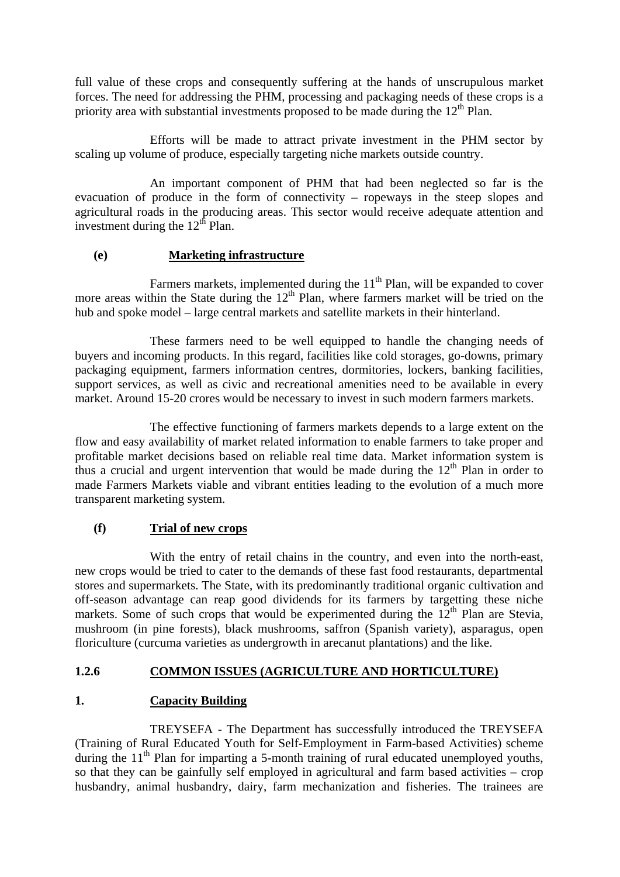full value of these crops and consequently suffering at the hands of unscrupulous market forces. The need for addressing the PHM, processing and packaging needs of these crops is a priority area with substantial investments proposed to be made during the 12th Plan.

Efforts will be made to attract private investment in the PHM sector by scaling up volume of produce, especially targeting niche markets outside country.

An important component of PHM that had been neglected so far is the evacuation of produce in the form of connectivity – ropeways in the steep slopes and agricultural roads in the producing areas. This sector would receive adequate attention and investment during the 12th Plan.

**(e) <u>Marketing infrastructure</u>**

Farmers markets, implemented during the 11th Plan, will be expanded to cover more areas within the State during the 12th Plan, where farmers market will be tried on the hub and spoke model – large central markets and satellite markets in their hinterland.

These farmers need to be well equipped to handle the changing needs of buyers and incoming products. In this regard, facilities like cold storages, go-downs, primary packaging equipment, farmers information centres, dormitories, lockers, banking facilities, support services, as well as civic and recreational amenities need to be available in every market. Around 15-20 crores would be necessary to invest in such modern farmers markets.

The effective functioning of farmers markets depends to a large extent on the flow and easy availability of market related information to enable farmers to take proper and profitable market decisions based on reliable real time data. Market information system is thus a crucial and urgent intervention that would be made during the 12th Plan in order to made Farmers Markets viable and vibrant entities leading to the evolution of a much more transparent marketing system.

**(f) <u>Trial of new crops</u>**

With the entry of retail chains in the country, and even into the north-east, new crops would be tried to cater to the demands of these fast food restaurants, departmental stores and supermarkets. The State, with its predominantly traditional organic cultivation and off-season advantage can reap good dividends for its farmers by targetting these niche markets. Some of such crops that would be experimented during the 12th Plan are Stevia, mushroom (in pine forests), black mushrooms, saffron (Spanish variety), asparagus, open floriculture (curcuma varieties as undergrowth in arecanut plantations) and the like.

## 1.2.6 <u>COMMON ISSUES (AGRICULTURE AND HORTICULTURE)</u>

### 1. <u>Capacity Building</u>

TREYSEFA - The Department has successfully introduced the TREYSEFA (Training of Rural Educated Youth for Self-Employment in Farm-based Activities) scheme during the 11th Plan for imparting a 5-month training of rural educated unemployed youths, so that they can be gainfully self employed in agricultural and farm based activities – crop husbandry, animal husbandry, dairy, farm mechanization and fisheries. The trainees are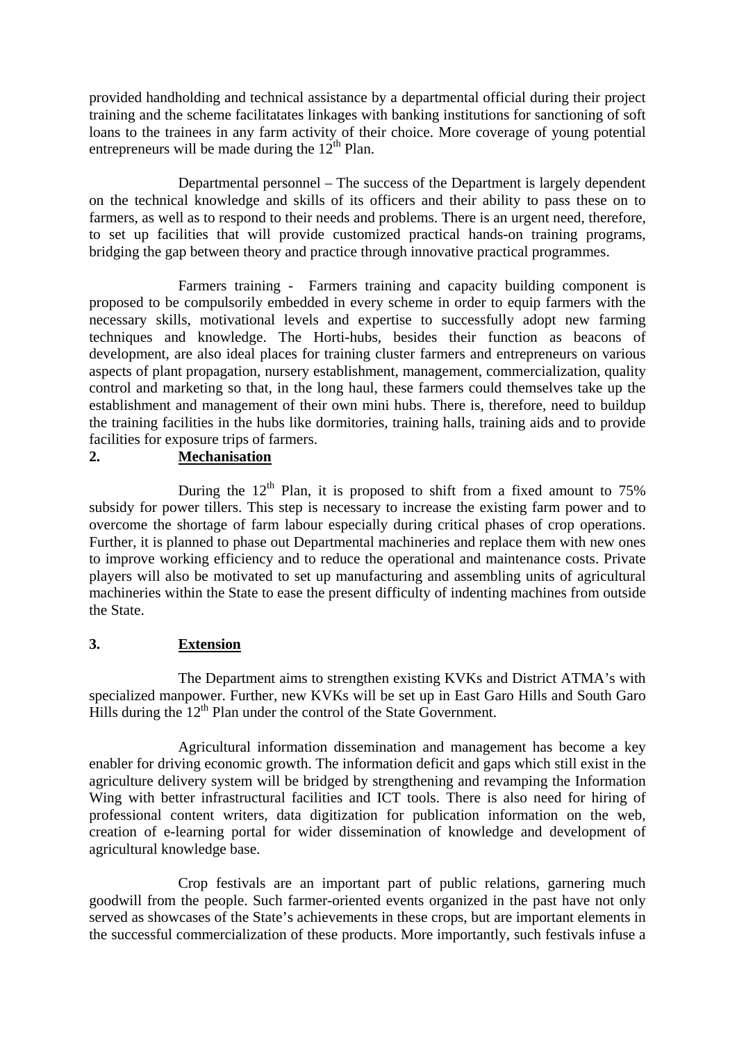provided handholding and technical assistance by a departmental official during their project training and the scheme facilitatates linkages with banking institutions for sanctioning of soft loans to the trainees in any farm activity of their choice. More coverage of young potential entrepreneurs will be made during the 12th Plan.

Departmental personnel – The success of the Department is largely dependent on the technical knowledge and skills of its officers and their ability to pass these on to farmers, as well as to respond to their needs and problems. There is an urgent need, therefore, to set up facilities that will provide customized practical hands-on training programs, bridging the gap between theory and practice through innovative practical programmes.

Farmers training - Farmers training and capacity building component is proposed to be compulsorily embedded in every scheme in order to equip farmers with the necessary skills, motivational levels and expertise to successfully adopt new farming techniques and knowledge. The Horti-hubs, besides their function as beacons of development, are also ideal places for training cluster farmers and entrepreneurs on various aspects of plant propagation, nursery establishment, management, commercialization, quality control and marketing so that, in the long haul, these farmers could themselves take up the establishment and management of their own mini hubs. There is, therefore, need to buildup the training facilities in the hubs like dormitories, training halls, training aids and to provide facilities for exposure trips of farmers.

**2. Mechanisation**

During the 12th Plan, it is proposed to shift from a fixed amount to 75% subsidy for power tillers. This step is necessary to increase the existing farm power and to overcome the shortage of farm labour especially during critical phases of crop operations. Further, it is planned to phase out Departmental machineries and replace them with new ones to improve working efficiency and to reduce the operational and maintenance costs. Private players will also be motivated to set up manufacturing and assembling units of agricultural machineries within the State to ease the present difficulty of indenting machines from outside the State.

**3. Extension**

The Department aims to strengthen existing KVKs and District ATMA's with specialized manpower. Further, new KVKs will be set up in East Garo Hills and South Garo Hills during the 12th Plan under the control of the State Government.

Agricultural information dissemination and management has become a key enabler for driving economic growth. The information deficit and gaps which still exist in the agriculture delivery system will be bridged by strengthening and revamping the Information Wing with better infrastructural facilities and ICT tools. There is also need for hiring of professional content writers, data digitization for publication information on the web, creation of e-learning portal for wider dissemination of knowledge and development of agricultural knowledge base.

Crop festivals are an important part of public relations, garnering much goodwill from the people. Such farmer-oriented events organized in the past have not only served as showcases of the State's achievements in these crops, but are important elements in the successful commercialization of these products. More importantly, such festivals infuse a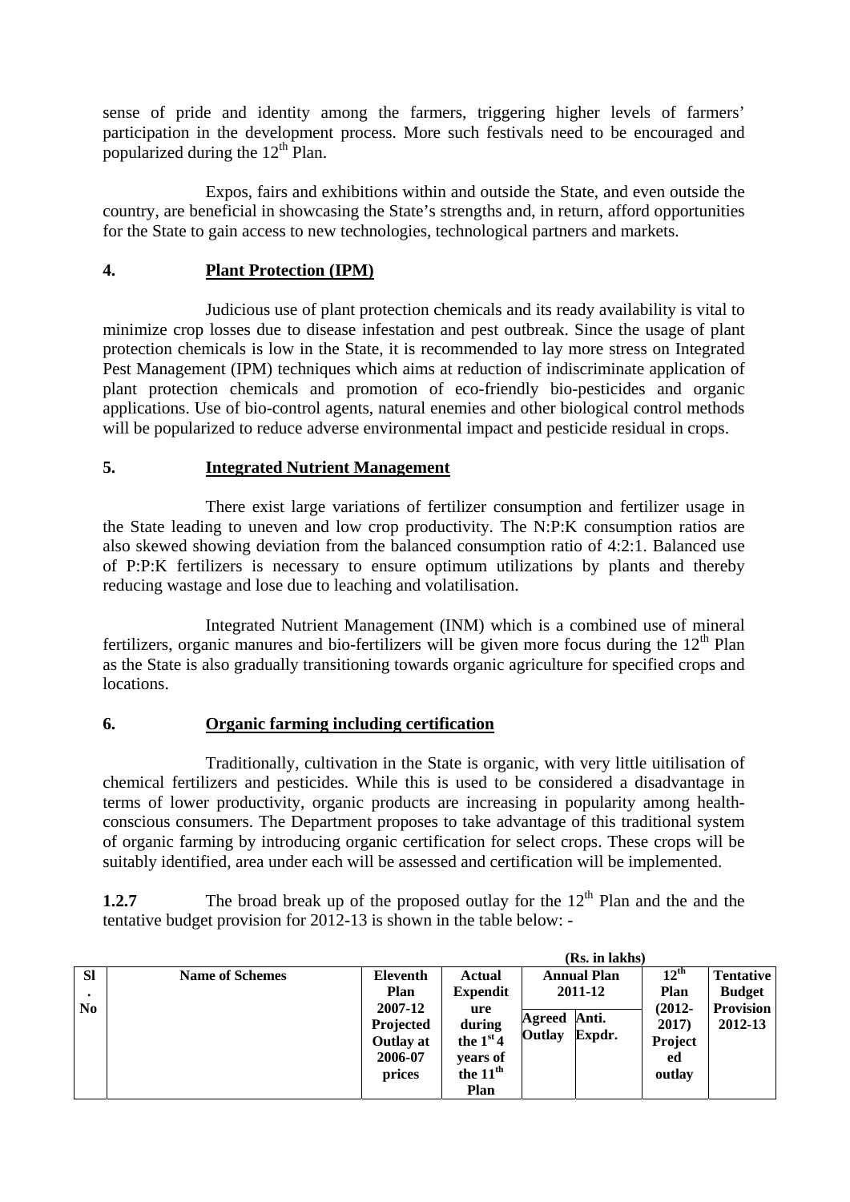sense of pride and identity among the farmers, triggering higher levels of farmers' participation in the development process. More such festivals need to be encouraged and popularized during the 12th Plan.

Expos, fairs and exhibitions within and outside the State, and even outside the country, are beneficial in showcasing the State's strengths and, in return, afford opportunities for the State to gain access to new technologies, technological partners and markets.

## 4. Plant Protection (IPM)

Judicious use of plant protection chemicals and its ready availability is vital to minimize crop losses due to disease infestation and pest outbreak. Since the usage of plant protection chemicals is low in the State, it is recommended to lay more stress on Integrated Pest Management (IPM) techniques which aims at reduction of indiscriminate application of plant protection chemicals and promotion of eco-friendly bio-pesticides and organic applications. Use of bio-control agents, natural enemies and other biological control methods will be popularized to reduce adverse environmental impact and pesticide residual in crops.

## 5. Integrated Nutrient Management

There exist large variations of fertilizer consumption and fertilizer usage in the State leading to uneven and low crop productivity. The N:P:K consumption ratios are also skewed showing deviation from the balanced consumption ratio of 4:2:1. Balanced use of P:P:K fertilizers is necessary to ensure optimum utilizations by plants and thereby reducing wastage and lose due to leaching and volatilisation.

Integrated Nutrient Management (INM) which is a combined use of mineral fertilizers, organic manures and bio-fertilizers will be given more focus during the 12th Plan as the State is also gradually transitioning towards organic agriculture for specified crops and locations.

## 6. Organic farming including certification

Traditionally, cultivation in the State is organic, with very little uitilisation of chemical fertilizers and pesticides. While this is used to be considered a disadvantage in terms of lower productivity, organic products are increasing in popularity among health-conscious consumers. The Department proposes to take advantage of this traditional system of organic farming by introducing organic certification for select crops. These crops will be suitably identified, area under each will be assessed and certification will be implemented.

**1.2.7** The broad break up of the proposed outlay for the 12th Plan and the and the tentative budget provision for 2012-13 is shown in the table below: -

(Rs. in lakhs)

| Sl. No | Name of Schemes | Eleventh Plan 2007-12 Projected Outlay at 2006-07 prices | Actual Expenditure during the 1st 4 years of the 11th Plan | Annual Plan 2011-12 | | 12th Plan (2012-2017) Projected outlay | Tentative Budget Provision 2012-13 |
|---|---|---|---|---|---|---|---|
| | | | | Agreed Outlay | Anti. Expdr. | | |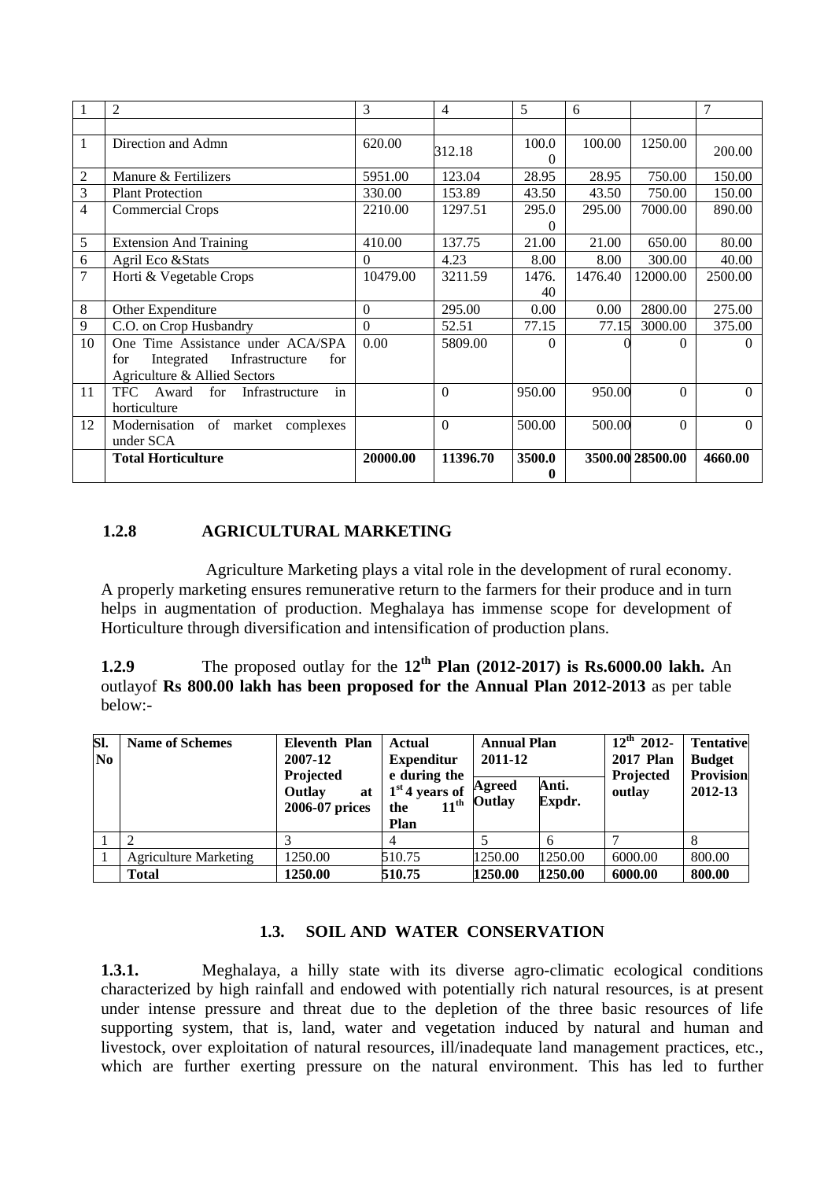| 1 | 2 | 3 | 4 | 5 | 6 | | 7 |
|---|---|---|---|---|---|---|---|
| | | | | | | | |
| 1 | Direction and Admn | 620.00 | 312.18 | 100.00 | 100.00 | 1250.00 | 200.00 |
| 2 | Manure & Fertilizers | 5951.00 | 123.04 | 28.95 | 28.95 | 750.00 | 150.00 |
| 3 | Plant Protection | 330.00 | 153.89 | 43.50 | 43.50 | 750.00 | 150.00 |
| 4 | Commercial Crops | 2210.00 | 1297.51 | 295.00 | 295.00 | 7000.00 | 890.00 |
| 5 | Extension And Training | 410.00 | 137.75 | 21.00 | 21.00 | 650.00 | 80.00 |
| 6 | Agril Eco &Stats | 0 | 4.23 | 8.00 | 8.00 | 300.00 | 40.00 |
| 7 | Horti & Vegetable Crops | 10479.00 | 3211.59 | 1476.40 | 1476.40 | 12000.00 | 2500.00 |
| 8 | Other Expenditure | 0 | 295.00 | 0.00 | 0.00 | 2800.00 | 275.00 |
| 9 | C.O. on Crop Husbandry | 0 | 52.51 | 77.15 | 77.15 | 3000.00 | 375.00 |
| 10 | One Time Assistance under ACA/SPA for Integrated Infrastructure for Agriculture & Allied Sectors | 0.00 | 5809.00 | 0 | 0 | 0 | 0 |
| 11 | TFC Award for Infrastructure in horticulture | | 0 | 950.00 | 950.00 | 0 | 0 |
| 12 | Modernisation of market complexes under SCA | | 0 | 500.00 | 500.00 | 0 | 0 |
| | **Total Horticulture** | **20000.00** | **11396.70** | **3500.00** | **3500.00** | **28500.00** | **4660.00** |

### 1.2.8 AGRICULTURAL MARKETING

Agriculture Marketing plays a vital role in the development of rural economy. A properly marketing ensures remunerative return to the farmers for their produce and in turn helps in augmentation of production. Meghalaya has immense scope for development of Horticulture through diversification and intensification of production plans.

**1.2.9** The proposed outlay for the **12th Plan (2012-2017) is Rs.6000.00 lakh.** An outlayof **Rs 800.00 lakh has been proposed for the Annual Plan 2012-2013** as per table below:-

| Sl. No | Name of Schemes | Eleventh Plan 2007-12 Projected Outlay at 2006-07 prices | Actual Expenditure during the 1st 4 years of the 11th Plan | Annual Plan 2011-12 | | 12th 2012-2017 Plan Projected outlay | Tentative Budget Provision 2012-13 |
|---|---|---|---|---|---|---|---|
| | | | | Agreed Outlay | Anti. Expdr. | | |
| 1 | 2 | 3 | 4 | 5 | 6 | 7 | 8 |
| 1 | Agriculture Marketing | 1250.00 | 510.75 | 1250.00 | 1250.00 | 6000.00 | 800.00 |
| | **Total** | **1250.00** | **510.75** | **1250.00** | **1250.00** | **6000.00** | **800.00** |

## 1.3. SOIL AND WATER CONSERVATION

**1.3.1.** Meghalaya, a hilly state with its diverse agro-climatic ecological conditions characterized by high rainfall and endowed with potentially rich natural resources, is at present under intense pressure and threat due to the depletion of the three basic resources of life supporting system, that is, land, water and vegetation induced by natural and human and livestock, over exploitation of natural resources, ill/inadequate land management practices, etc., which are further exerting pressure on the natural environment. This has led to further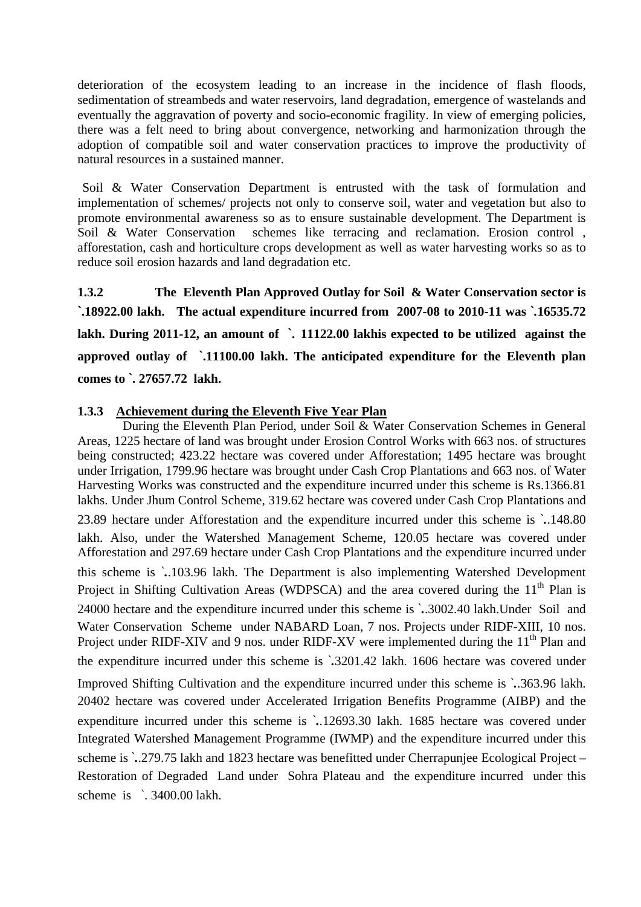deterioration of the ecosystem leading to an increase in the incidence of flash floods, sedimentation of streambeds and water reservoirs, land degradation, emergence of wastelands and eventually the aggravation of poverty and socio-economic fragility. In view of emerging policies, there was a felt need to bring about convergence, networking and harmonization through the adoption of compatible soil and water conservation practices to improve the productivity of natural resources in a sustained manner.

Soil & Water Conservation Department is entrusted with the task of formulation and implementation of schemes/ projects not only to conserve soil, water and vegetation but also to promote environmental awareness so as to ensure sustainable development. The Department is Soil & Water Conservation schemes like terracing and reclamation. Erosion control , afforestation, cash and horticulture crops development as well as water harvesting works so as to reduce soil erosion hazards and land degradation etc.

**1.3.2 The Eleventh Plan Approved Outlay for Soil & Water Conservation sector is `.18922.00 lakh. The actual expenditure incurred from 2007-08 to 2010-11 was `.16535.72 lakh. During 2011-12, an amount of `. 11122.00 lakhis expected to be utilized against the approved outlay of `.11100.00 lakh. The anticipated expenditure for the Eleventh plan comes to `. 27657.72 lakh.**

**1.3.3 Achievement during the Eleventh Five Year Plan**

During the Eleventh Plan Period, under Soil & Water Conservation Schemes in General Areas, 1225 hectare of land was brought under Erosion Control Works with 663 nos. of structures being constructed; 423.22 hectare was covered under Afforestation; 1495 hectare was brought under Irrigation, 1799.96 hectare was brought under Cash Crop Plantations and 663 nos. of Water Harvesting Works was constructed and the expenditure incurred under this scheme is Rs.1366.81 lakhs. Under Jhum Control Scheme, 319.62 hectare was covered under Cash Crop Plantations and 23.89 hectare under Afforestation and the expenditure incurred under this scheme is `..148.80 lakh. Also, under the Watershed Management Scheme, 120.05 hectare was covered under Afforestation and 297.69 hectare under Cash Crop Plantations and the expenditure incurred under this scheme is `..103.96 lakh. The Department is also implementing Watershed Development Project in Shifting Cultivation Areas (WDPSCA) and the area covered during the 11th Plan is 24000 hectare and the expenditure incurred under this scheme is `..3002.40 lakh.Under Soil and Water Conservation Scheme under NABARD Loan, 7 nos. Projects under RIDF-XIII, 10 nos. Project under RIDF-XIV and 9 nos. under RIDF-XV were implemented during the 11th Plan and the expenditure incurred under this scheme is `.3201.42 lakh. 1606 hectare was covered under Improved Shifting Cultivation and the expenditure incurred under this scheme is `..363.96 lakh. 20402 hectare was covered under Accelerated Irrigation Benefits Programme (AIBP) and the expenditure incurred under this scheme is `..12693.30 lakh. 1685 hectare was covered under Integrated Watershed Management Programme (IWMP) and the expenditure incurred under this scheme is `..279.75 lakh and 1823 hectare was benefitted under Cherrapunjee Ecological Project – Restoration of Degraded Land under Sohra Plateau and the expenditure incurred under this scheme is `. 3400.00 lakh.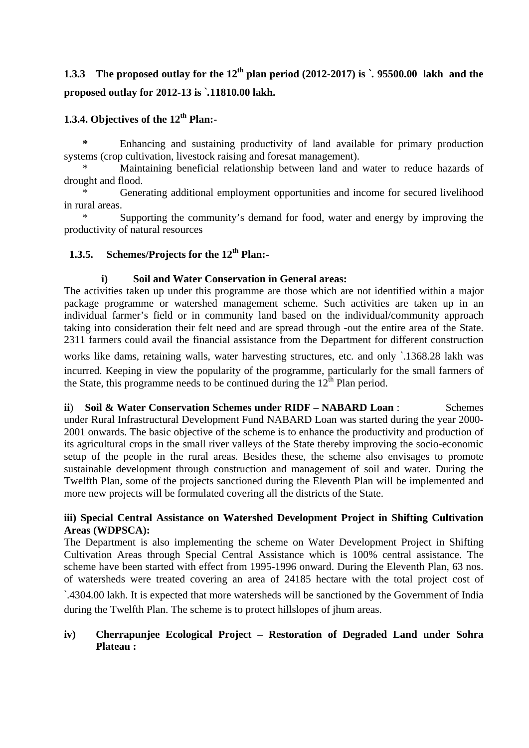**1.3.3 The proposed outlay for the 12th plan period (2012-2017) is `. 95500.00 lakh and the proposed outlay for 2012-13 is `.11810.00 lakh.**

**1.3.4. Objectives of the 12th Plan:-**

* Enhancing and sustaining productivity of land available for primary production systems (crop cultivation, livestock raising and foresat management).
* Maintaining beneficial relationship between land and water to reduce hazards of drought and flood.
* Generating additional employment opportunities and income for secured livelihood in rural areas.
* Supporting the community's demand for food, water and energy by improving the productivity of natural resources

**1.3.5. Schemes/Projects for the 12th Plan:-**

**i) Soil and Water Conservation in General areas:**

The activities taken up under this programme are those which are not identified within a major package programme or watershed management scheme. Such activities are taken up in an individual farmer's field or in community land based on the individual/community approach taking into consideration their felt need and are spread through -out the entire area of the State. 2311 farmers could avail the financial assistance from the Department for different construction works like dams, retaining walls, water harvesting structures, etc. and only `.1368.28 lakh was incurred. Keeping in view the popularity of the programme, particularly for the small farmers of the State, this programme needs to be continued during the 12th Plan period.

**ii) Soil & Water Conservation Schemes under RIDF – NABARD Loan** : Schemes under Rural Infrastructural Development Fund NABARD Loan was started during the year 2000-2001 onwards. The basic objective of the scheme is to enhance the productivity and production of its agricultural crops in the small river valleys of the State thereby improving the socio-economic setup of the people in the rural areas. Besides these, the scheme also envisages to promote sustainable development through construction and management of soil and water. During the Twelfth Plan, some of the projects sanctioned during the Eleventh Plan will be implemented and more new projects will be formulated covering all the districts of the State.

**iii) Special Central Assistance on Watershed Development Project in Shifting Cultivation Areas (WDPSCA):**

The Department is also implementing the scheme on Water Development Project in Shifting Cultivation Areas through Special Central Assistance which is 100% central assistance. The scheme have been started with effect from 1995-1996 onward. During the Eleventh Plan, 63 nos. of watersheds were treated covering an area of 24185 hectare with the total project cost of `.4304.00 lakh. It is expected that more watersheds will be sanctioned by the Government of India during the Twelfth Plan. The scheme is to protect hillslopes of jhum areas.

**iv) Cherrapunjee Ecological Project – Restoration of Degraded Land under Sohra Plateau :**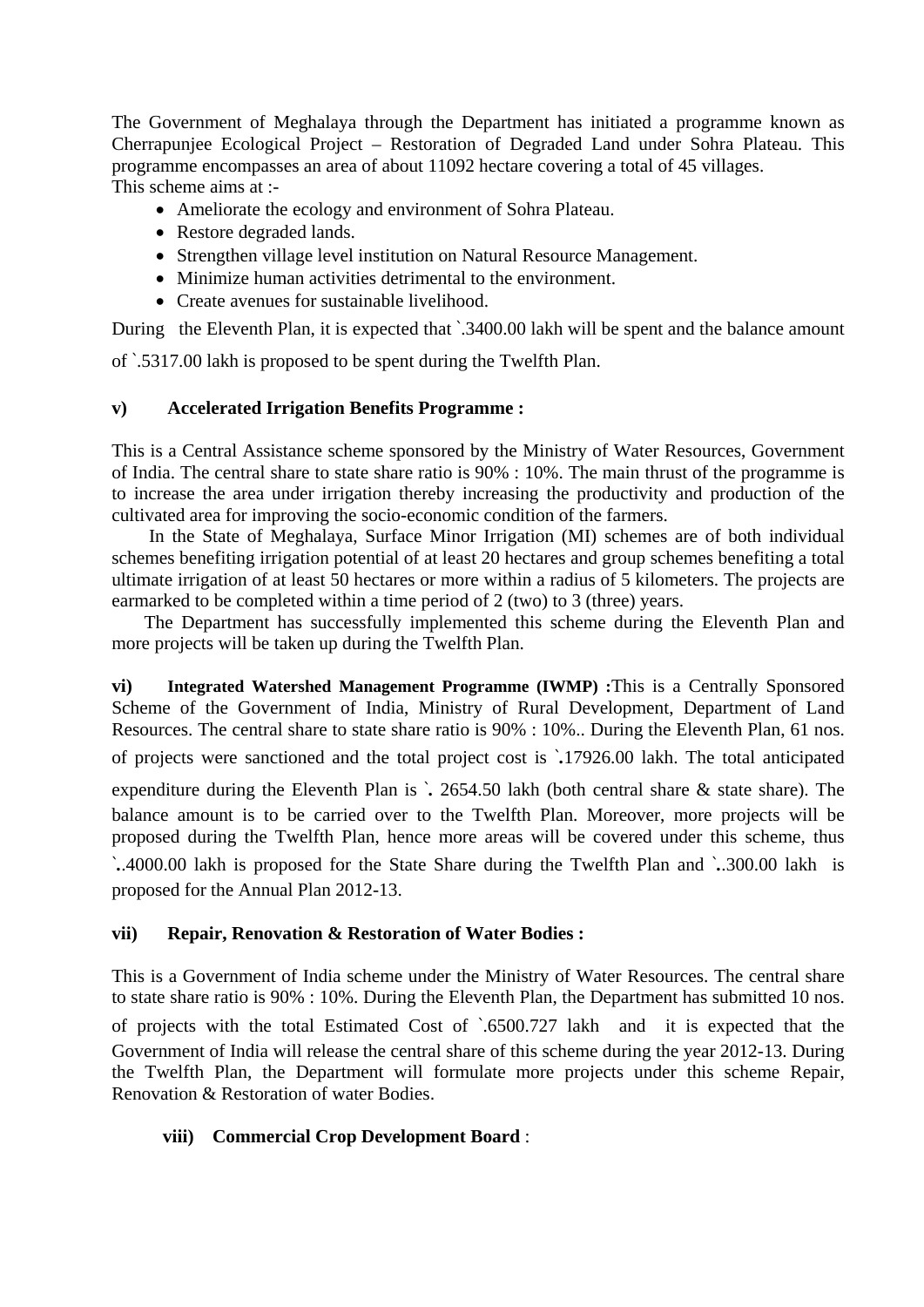The Government of Meghalaya through the Department has initiated a programme known as Cherrapunjee Ecological Project – Restoration of Degraded Land under Sohra Plateau. This programme encompasses an area of about 11092 hectare covering a total of 45 villages.
This scheme aims at :-

- Ameliorate the ecology and environment of Sohra Plateau.
- Restore degraded lands.
- Strengthen village level institution on Natural Resource Management.
- Minimize human activities detrimental to the environment.
- Create avenues for sustainable livelihood.

During the Eleventh Plan, it is expected that `.3400.00 lakh will be spent and the balance amount of `.5317.00 lakh is proposed to be spent during the Twelfth Plan.

**v) Accelerated Irrigation Benefits Programme :**

This is a Central Assistance scheme sponsored by the Ministry of Water Resources, Government of India. The central share to state share ratio is 90% : 10%. The main thrust of the programme is to increase the area under irrigation thereby increasing the productivity and production of the cultivated area for improving the socio-economic condition of the farmers.

In the State of Meghalaya, Surface Minor Irrigation (MI) schemes are of both individual schemes benefiting irrigation potential of at least 20 hectares and group schemes benefiting a total ultimate irrigation of at least 50 hectares or more within a radius of 5 kilometers. The projects are earmarked to be completed within a time period of 2 (two) to 3 (three) years.

The Department has successfully implemented this scheme during the Eleventh Plan and more projects will be taken up during the Twelfth Plan.

**vi) Integrated Watershed Management Programme (IWMP) :**This is a Centrally Sponsored Scheme of the Government of India, Ministry of Rural Development, Department of Land Resources. The central share to state share ratio is 90% : 10%.. During the Eleventh Plan, 61 nos. of projects were sanctioned and the total project cost is `.17926.00 lakh. The total anticipated expenditure during the Eleventh Plan is `. 2654.50 lakh (both central share & state share). The balance amount is to be carried over to the Twelfth Plan. Moreover, more projects will be proposed during the Twelfth Plan, hence more areas will be covered under this scheme, thus `..4000.00 lakh is proposed for the State Share during the Twelfth Plan and `..300.00 lakh is proposed for the Annual Plan 2012-13.

**vii) Repair, Renovation & Restoration of Water Bodies :**

This is a Government of India scheme under the Ministry of Water Resources. The central share to state share ratio is 90% : 10%. During the Eleventh Plan, the Department has submitted 10 nos. of projects with the total Estimated Cost of `.6500.727 lakh and it is expected that the Government of India will release the central share of this scheme during the year 2012-13. During the Twelfth Plan, the Department will formulate more projects under this scheme Repair, Renovation & Restoration of water Bodies.

**viii) Commercial Crop Development Board** :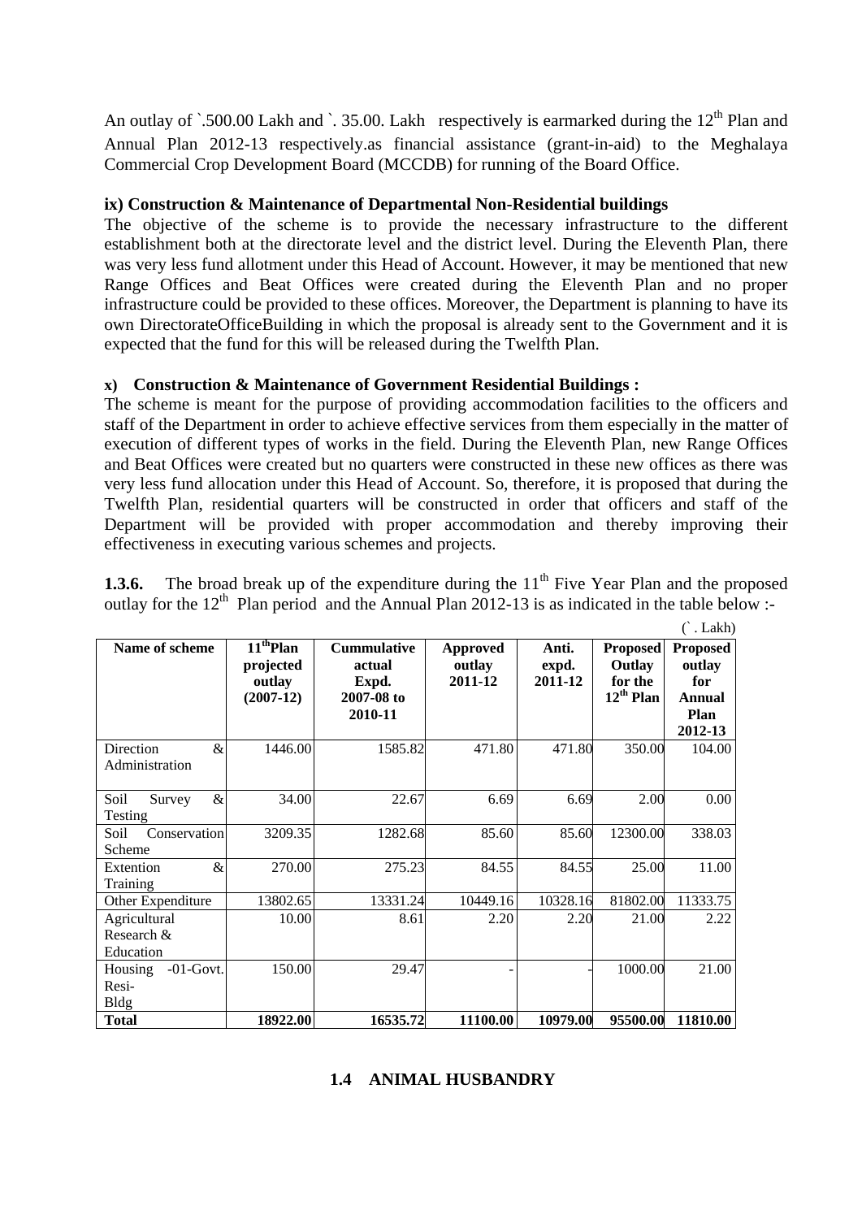An outlay of `.500.00 Lakh and `. 35.00. Lakh respectively is earmarked during the 12th Plan and Annual Plan 2012-13 respectively.as financial assistance (grant-in-aid) to the Meghalaya Commercial Crop Development Board (MCCDB) for running of the Board Office.

**ix) Construction & Maintenance of Departmental Non-Residential buildings**

The objective of the scheme is to provide the necessary infrastructure to the different establishment both at the directorate level and the district level. During the Eleventh Plan, there was very less fund allotment under this Head of Account. However, it may be mentioned that new Range Offices and Beat Offices were created during the Eleventh Plan and no proper infrastructure could be provided to these offices. Moreover, the Department is planning to have its own DirectorateOfficeBuilding in which the proposal is already sent to the Government and it is expected that the fund for this will be released during the Twelfth Plan.

**x) Construction & Maintenance of Government Residential Buildings :**

The scheme is meant for the purpose of providing accommodation facilities to the officers and staff of the Department in order to achieve effective services from them especially in the matter of execution of different types of works in the field. During the Eleventh Plan, new Range Offices and Beat Offices were created but no quarters were constructed in these new offices as there was very less fund allocation under this Head of Account. So, therefore, it is proposed that during the Twelfth Plan, residential quarters will be constructed in order that officers and staff of the Department will be provided with proper accommodation and thereby improving their effectiveness in executing various schemes and projects.

**1.3.6.** The broad break up of the expenditure during the 11th Five Year Plan and the proposed outlay for the 12th Plan period and the Annual Plan 2012-13 is as indicated in the table below :-

(`. Lakh)

| Name of scheme | 11th Plan projected outlay (2007-12) | Cummulative actual Expd. 2007-08 to 2010-11 | Approved outlay 2011-12 | Anti. expd. 2011-12 | Proposed Outlay for the 12th Plan | Proposed outlay for Annual Plan 2012-13 |
|---|---|---|---|---|---|---|
| Direction & Administration | 1446.00 | 1585.82 | 471.80 | 471.80 | 350.00 | 104.00 |
| Soil Survey & Testing | 34.00 | 22.67 | 6.69 | 6.69 | 2.00 | 0.00 |
| Soil Conservation Scheme | 3209.35 | 1282.68 | 85.60 | 85.60 | 12300.00 | 338.03 |
| Extention & Training | 270.00 | 275.23 | 84.55 | 84.55 | 25.00 | 11.00 |
| Other Expenditure | 13802.65 | 13331.24 | 10449.16 | 10328.16 | 81802.00 | 11333.75 |
| Agricultural Research & Education | 10.00 | 8.61 | 2.20 | 2.20 | 21.00 | 2.22 |
| Housing -01-Govt. Resi- Bldg | 150.00 | 29.47 | - | - | 1000.00 | 21.00 |
| **Total** | **18922.00** | **16535.72** | **11100.00** | **10979.00** | **95500.00** | **11810.00** |

## 1.4 ANIMAL HUSBANDRY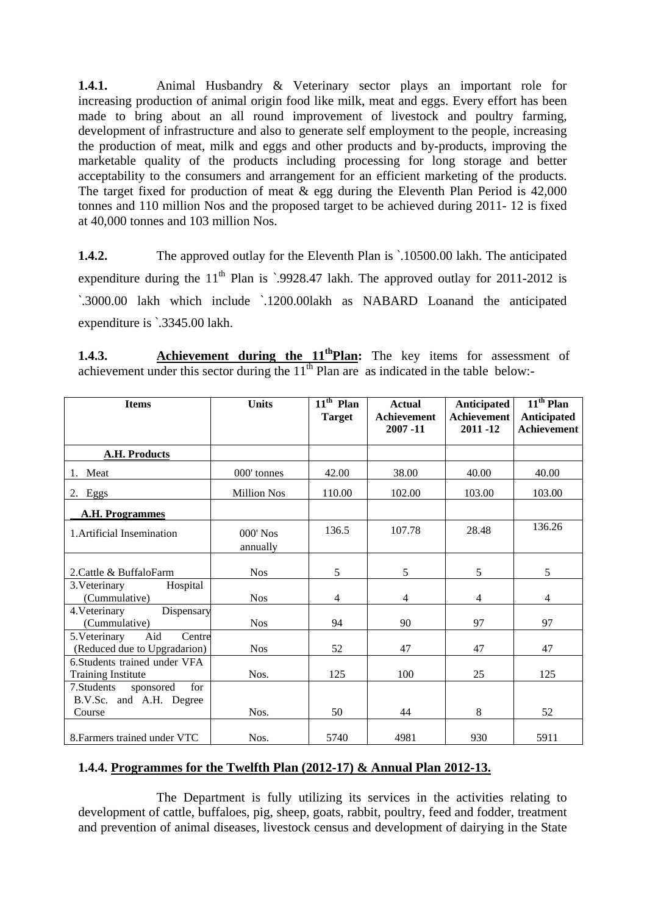**1.4.1.** Animal Husbandry & Veterinary sector plays an important role for increasing production of animal origin food like milk, meat and eggs. Every effort has been made to bring about an all round improvement of livestock and poultry farming, development of infrastructure and also to generate self employment to the people, increasing the production of meat, milk and eggs and other products and by-products, improving the marketable quality of the products including processing for long storage and better acceptability to the consumers and arrangement for an efficient marketing of the products. The target fixed for production of meat & egg during the Eleventh Plan Period is 42,000 tonnes and 110 million Nos and the proposed target to be achieved during 2011- 12 is fixed at 40,000 tonnes and 103 million Nos.

**1.4.2.** The approved outlay for the Eleventh Plan is `.10500.00 lakh. The anticipated expenditure during the 11th Plan is `.9928.47 lakh. The approved outlay for 2011-2012 is `.3000.00 lakh which include `.1200.00lakh as NABARD Loanand the anticipated expenditure is `.3345.00 lakh.

**1.4.3.** **Achievement during the 11thPlan:** The key items for assessment of achievement under this sector during the 11th Plan are as indicated in the table below:-

| Items | Units | 11th Plan Target | Actual Achievement 2007 -11 | Anticipated Achievement 2011 -12 | 11th Plan Anticipated Achievement |
|---|---|---|---|---|---|
| **A.H. Products** | | | | | |
| 1. Meat | 000' tonnes | 42.00 | 38.00 | 40.00 | 40.00 |
| 2. Eggs | Million Nos | 110.00 | 102.00 | 103.00 | 103.00 |
| **A.H. Programmes** | | | | | |
| 1.Artificial Insemination | 000' Nos annually | 136.5 | 107.78 | 28.48 | 136.26 |
| 2.Cattle & BuffaloFarm | Nos | 5 | 5 | 5 | 5 |
| 3.Veterinary Hospital (Cummulative) | Nos | 4 | 4 | 4 | 4 |
| 4.Veterinary Dispensary (Cummulative) | Nos | 94 | 90 | 97 | 97 |
| 5.Veterinary Aid Centre (Reduced due to Upgradarion) | Nos | 52 | 47 | 47 | 47 |
| 6.Students trained under VFA Training Institute | Nos. | 125 | 100 | 25 | 125 |
| 7.Students sponsored for B.V.Sc. and A.H. Degree Course | Nos. | 50 | 44 | 8 | 52 |
| 8.Farmers trained under VTC | Nos. | 5740 | 4981 | 930 | 5911 |

**1.4.4. Programmes for the Twelfth Plan (2012-17) & Annual Plan 2012-13.**

The Department is fully utilizing its services in the activities relating to development of cattle, buffaloes, pig, sheep, goats, rabbit, poultry, feed and fodder, treatment and prevention of animal diseases, livestock census and development of dairying in the State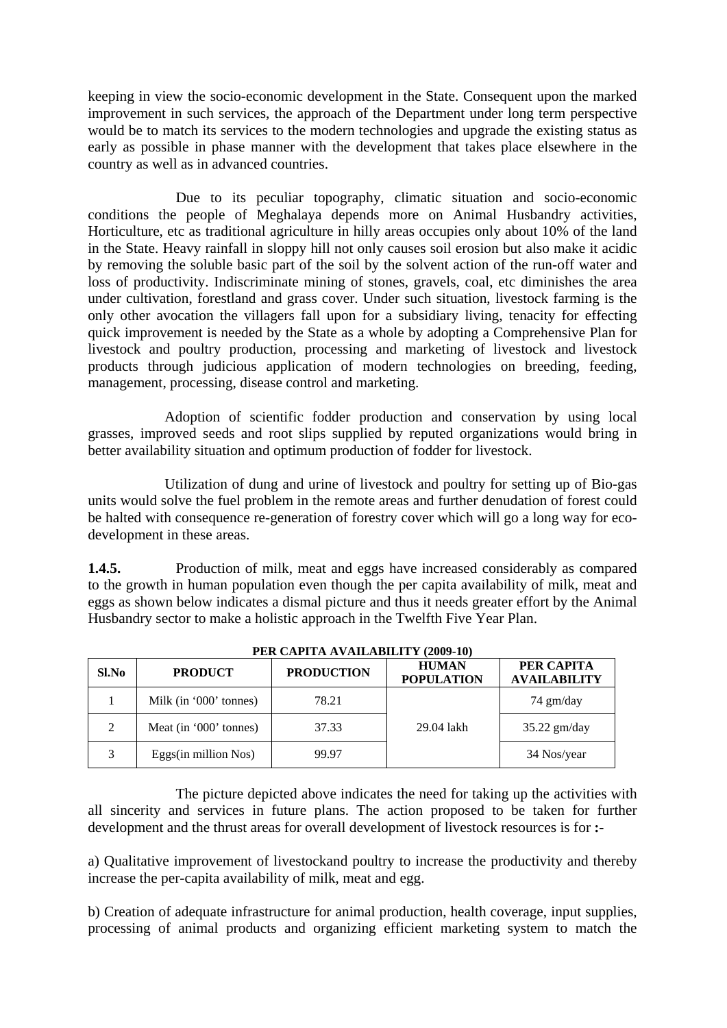keeping in view the socio-economic development in the State. Consequent upon the marked improvement in such services, the approach of the Department under long term perspective would be to match its services to the modern technologies and upgrade the existing status as early as possible in phase manner with the development that takes place elsewhere in the country as well as in advanced countries.

Due to its peculiar topography, climatic situation and socio-economic conditions the people of Meghalaya depends more on Animal Husbandry activities, Horticulture, etc as traditional agriculture in hilly areas occupies only about 10% of the land in the State. Heavy rainfall in sloppy hill not only causes soil erosion but also make it acidic by removing the soluble basic part of the soil by the solvent action of the run-off water and loss of productivity. Indiscriminate mining of stones, gravels, coal, etc diminishes the area under cultivation, forestland and grass cover. Under such situation, livestock farming is the only other avocation the villagers fall upon for a subsidiary living, tenacity for effecting quick improvement is needed by the State as a whole by adopting a Comprehensive Plan for livestock and poultry production, processing and marketing of livestock and livestock products through judicious application of modern technologies on breeding, feeding, management, processing, disease control and marketing.

Adoption of scientific fodder production and conservation by using local grasses, improved seeds and root slips supplied by reputed organizations would bring in better availability situation and optimum production of fodder for livestock.

Utilization of dung and urine of livestock and poultry for setting up of Bio-gas units would solve the fuel problem in the remote areas and further denudation of forest could be halted with consequence re-generation of forestry cover which will go a long way for eco-development in these areas.

**1.4.5.** Production of milk, meat and eggs have increased considerably as compared to the growth in human population even though the per capita availability of milk, meat and eggs as shown below indicates a dismal picture and thus it needs greater effort by the Animal Husbandry sector to make a holistic approach in the Twelfth Five Year Plan.

**PER CAPITA AVAILABILITY (2009-10)**

| Sl.No | PRODUCT | PRODUCTION | HUMAN POPULATION | PER CAPITA AVAILABILITY |
|---|---|---|---|---|
| 1 | Milk (in '000' tonnes) | 78.21 | | 74 gm/day |
| 2 | Meat (in '000' tonnes) | 37.33 | 29.04 lakh | 35.22 gm/day |
| 3 | Eggs(in million Nos) | 99.97 | | 34 Nos/year |

The picture depicted above indicates the need for taking up the activities with all sincerity and services in future plans. The action proposed to be taken for further development and the thrust areas for overall development of livestock resources is for **:-**

a) Qualitative improvement of livestockand poultry to increase the productivity and thereby increase the per-capita availability of milk, meat and egg.

b) Creation of adequate infrastructure for animal production, health coverage, input supplies, processing of animal products and organizing efficient marketing system to match the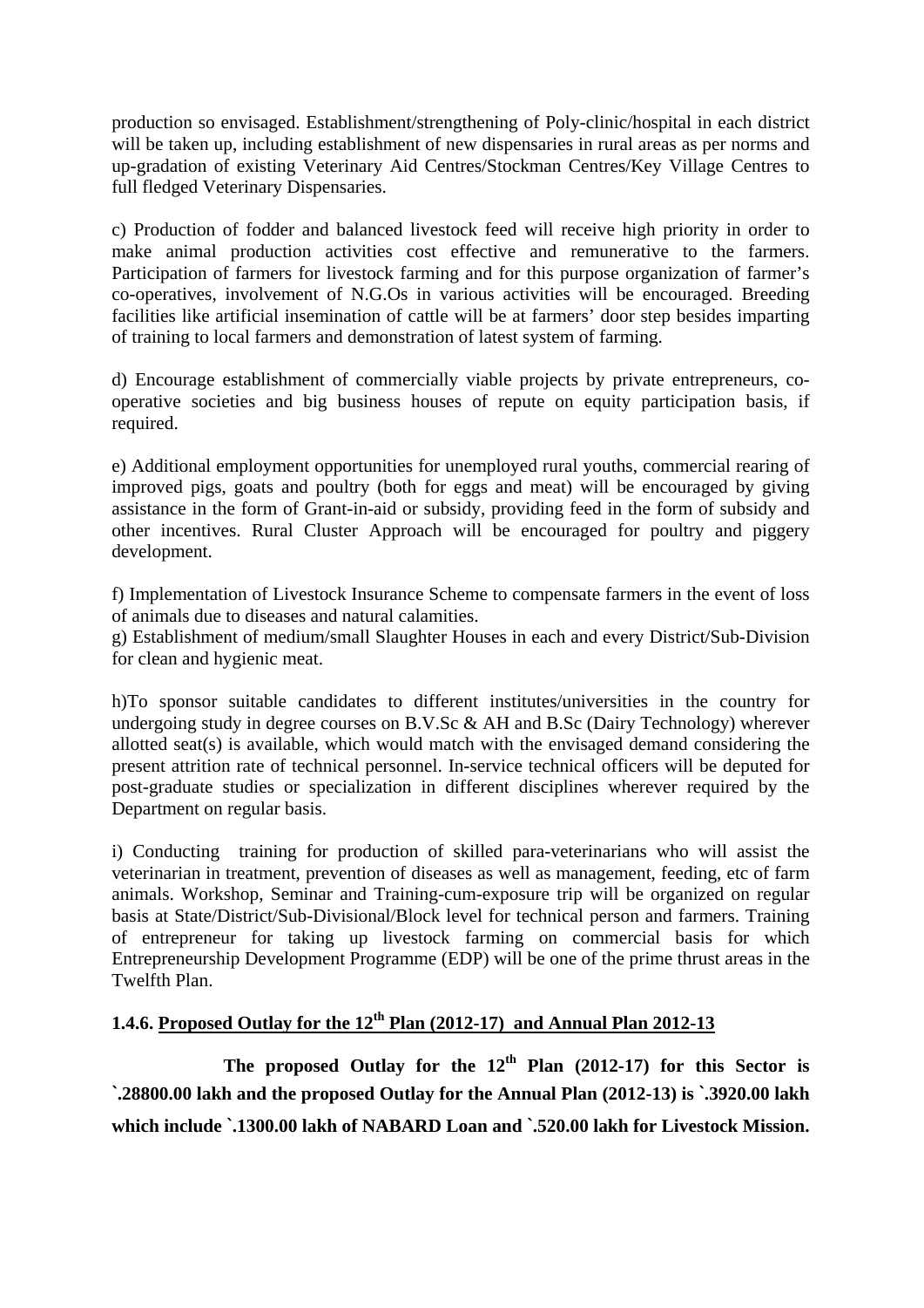production so envisaged. Establishment/strengthening of Poly-clinic/hospital in each district will be taken up, including establishment of new dispensaries in rural areas as per norms and up-gradation of existing Veterinary Aid Centres/Stockman Centres/Key Village Centres to full fledged Veterinary Dispensaries.

c) Production of fodder and balanced livestock feed will receive high priority in order to make animal production activities cost effective and remunerative to the farmers. Participation of farmers for livestock farming and for this purpose organization of farmer's co-operatives, involvement of N.G.Os in various activities will be encouraged. Breeding facilities like artificial insemination of cattle will be at farmers' door step besides imparting of training to local farmers and demonstration of latest system of farming.

d) Encourage establishment of commercially viable projects by private entrepreneurs, co-operative societies and big business houses of repute on equity participation basis, if required.

e) Additional employment opportunities for unemployed rural youths, commercial rearing of improved pigs, goats and poultry (both for eggs and meat) will be encouraged by giving assistance in the form of Grant-in-aid or subsidy, providing feed in the form of subsidy and other incentives. Rural Cluster Approach will be encouraged for poultry and piggery development.

f) Implementation of Livestock Insurance Scheme to compensate farmers in the event of loss of animals due to diseases and natural calamities.

g) Establishment of medium/small Slaughter Houses in each and every District/Sub-Division for clean and hygienic meat.

h)To sponsor suitable candidates to different institutes/universities in the country for undergoing study in degree courses on B.V.Sc & AH and B.Sc (Dairy Technology) wherever allotted seat(s) is available, which would match with the envisaged demand considering the present attrition rate of technical personnel. In-service technical officers will be deputed for post-graduate studies or specialization in different disciplines wherever required by the Department on regular basis.

i) Conducting training for production of skilled para-veterinarians who will assist the veterinarian in treatment, prevention of diseases as well as management, feeding, etc of farm animals. Workshop, Seminar and Training-cum-exposure trip will be organized on regular basis at State/District/Sub-Divisional/Block level for technical person and farmers. Training of entrepreneur for taking up livestock farming on commercial basis for which Entrepreneurship Development Programme (EDP) will be one of the prime thrust areas in the Twelfth Plan.

### 1.4.6. Proposed Outlay for the 12th Plan (2012-17) and Annual Plan 2012-13

**The proposed Outlay for the 12th Plan (2012-17) for this Sector is `.28800.00 lakh and the proposed Outlay for the Annual Plan (2012-13) is `.3920.00 lakh which include `.1300.00 lakh of NABARD Loan and `.520.00 lakh for Livestock Mission.**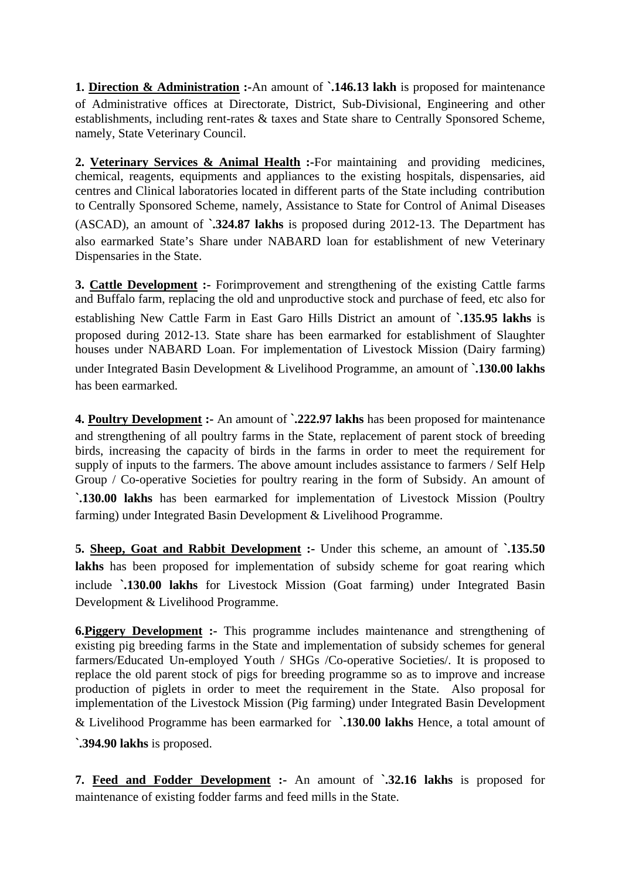**1. <u>Direction & Administration</u> :-**An amount of **`.146.13 lakh** is proposed for maintenance of Administrative offices at Directorate, District, Sub-Divisional, Engineering and other establishments, including rent-rates & taxes and State share to Centrally Sponsored Scheme, namely, State Veterinary Council.

**2. <u>Veterinary Services & Animal Health</u> :-**For maintaining and providing medicines, chemical, reagents, equipments and appliances to the existing hospitals, dispensaries, aid centres and Clinical laboratories located in different parts of the State including contribution to Centrally Sponsored Scheme, namely, Assistance to State for Control of Animal Diseases (ASCAD), an amount of **`.324.87 lakhs** is proposed during 2012-13. The Department has also earmarked State's Share under NABARD loan for establishment of new Veterinary Dispensaries in the State.

**3. <u>Cattle Development</u> :-** Forimprovement and strengthening of the existing Cattle farms and Buffalo farm, replacing the old and unproductive stock and purchase of feed, etc also for establishing New Cattle Farm in East Garo Hills District an amount of **`.135.95 lakhs** is proposed during 2012-13. State share has been earmarked for establishment of Slaughter houses under NABARD Loan. For implementation of Livestock Mission (Dairy farming) under Integrated Basin Development & Livelihood Programme, an amount of **`.130.00 lakhs** has been earmarked.

**4. <u>Poultry Development</u> :-** An amount of **`.222.97 lakhs** has been proposed for maintenance and strengthening of all poultry farms in the State, replacement of parent stock of breeding birds, increasing the capacity of birds in the farms in order to meet the requirement for supply of inputs to the farmers. The above amount includes assistance to farmers / Self Help Group / Co-operative Societies for poultry rearing in the form of Subsidy. An amount of **`.130.00 lakhs** has been earmarked for implementation of Livestock Mission (Poultry farming) under Integrated Basin Development & Livelihood Programme.

**5. <u>Sheep, Goat and Rabbit Development</u> :-** Under this scheme, an amount of **`.135.50 lakhs** has been proposed for implementation of subsidy scheme for goat rearing which include **`.130.00 lakhs** for Livestock Mission (Goat farming) under Integrated Basin Development & Livelihood Programme.

**6.<u>Piggery Development</u> :-** This programme includes maintenance and strengthening of existing pig breeding farms in the State and implementation of subsidy schemes for general farmers/Educated Un-employed Youth / SHGs /Co-operative Societies/. It is proposed to replace the old parent stock of pigs for breeding programme so as to improve and increase production of piglets in order to meet the requirement in the State. Also proposal for implementation of the Livestock Mission (Pig farming) under Integrated Basin Development & Livelihood Programme has been earmarked for **`.130.00 lakhs** Hence, a total amount of **`.394.90 lakhs** is proposed.

**7. <u>Feed and Fodder Development</u> :-** An amount of **`.32.16 lakhs** is proposed for maintenance of existing fodder farms and feed mills in the State.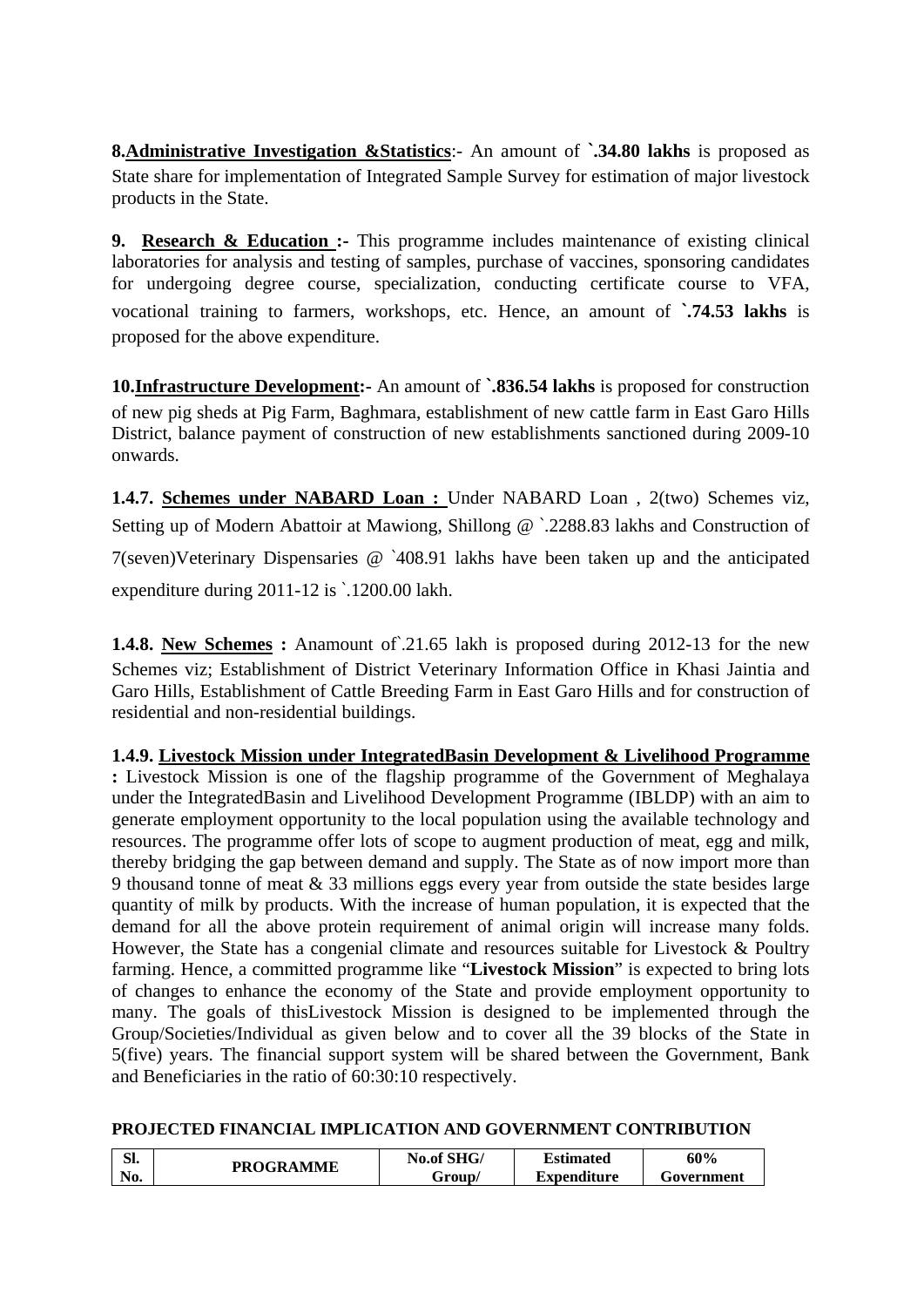**8.Administrative Investigation &Statistics**:- An amount of **`.34.80 lakhs** is proposed as State share for implementation of Integrated Sample Survey for estimation of major livestock products in the State.

**9. Research & Education :-** This programme includes maintenance of existing clinical laboratories for analysis and testing of samples, purchase of vaccines, sponsoring candidates for undergoing degree course, specialization, conducting certificate course to VFA, vocational training to farmers, workshops, etc. Hence, an amount of **`.74.53 lakhs** is proposed for the above expenditure.

**10.Infrastructure Development:-** An amount of **`.836.54 lakhs** is proposed for construction of new pig sheds at Pig Farm, Baghmara, establishment of new cattle farm in East Garo Hills District, balance payment of construction of new establishments sanctioned during 2009-10 onwards.

**1.4.7. Schemes under NABARD Loan :** Under NABARD Loan , 2(two) Schemes viz, Setting up of Modern Abattoir at Mawiong, Shillong @ `.2288.83 lakhs and Construction of 7(seven)Veterinary Dispensaries @ `408.91 lakhs have been taken up and the anticipated expenditure during 2011-12 is `.1200.00 lakh.

**1.4.8. New Schemes :** Anamount of`.21.65 lakh is proposed during 2012-13 for the new Schemes viz; Establishment of District Veterinary Information Office in Khasi Jaintia and Garo Hills, Establishment of Cattle Breeding Farm in East Garo Hills and for construction of residential and non-residential buildings.

**1.4.9. Livestock Mission under IntegratedBasin Development & Livelihood Programme :** Livestock Mission is one of the flagship programme of the Government of Meghalaya under the IntegratedBasin and Livelihood Development Programme (IBLDP) with an aim to generate employment opportunity to the local population using the available technology and resources. The programme offer lots of scope to augment production of meat, egg and milk, thereby bridging the gap between demand and supply. The State as of now import more than 9 thousand tonne of meat & 33 millions eggs every year from outside the state besides large quantity of milk by products. With the increase of human population, it is expected that the demand for all the above protein requirement of animal origin will increase many folds. However, the State has a congenial climate and resources suitable for Livestock & Poultry farming. Hence, a committed programme like "**Livestock Mission**" is expected to bring lots of changes to enhance the economy of the State and provide employment opportunity to many. The goals of thisLivestock Mission is designed to be implemented through the Group/Societies/Individual as given below and to cover all the 39 blocks of the State in 5(five) years. The financial support system will be shared between the Government, Bank and Beneficiaries in the ratio of 60:30:10 respectively.

**PROJECTED FINANCIAL IMPLICATION AND GOVERNMENT CONTRIBUTION**

| Sl. No. | PROGRAMME | No.of SHG/ Group/ | Estimated Expenditure | 60% Government |
|---|---|---|---|---|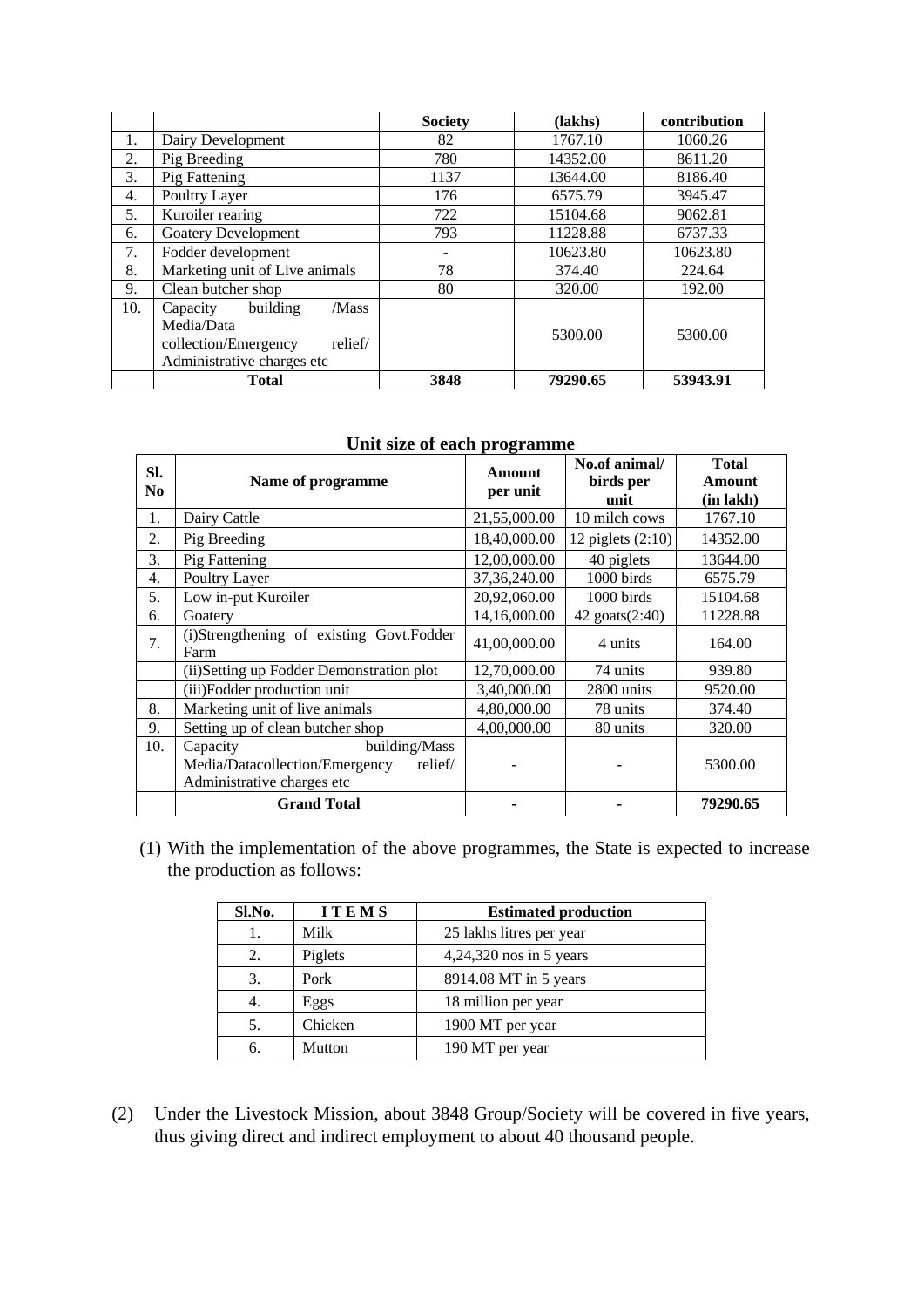| | | Society | (lakhs) | contribution |
|---|---|---|---|---|
| 1. | Dairy Development | 82 | 1767.10 | 1060.26 |
| 2. | Pig Breeding | 780 | 14352.00 | 8611.20 |
| 3. | Pig Fattening | 1137 | 13644.00 | 8186.40 |
| 4. | Poultry Layer | 176 | 6575.79 | 3945.47 |
| 5. | Kuroiler rearing | 722 | 15104.68 | 9062.81 |
| 6. | Goatery Development | 793 | 11228.88 | 6737.33 |
| 7. | Fodder development | - | 10623.80 | 10623.80 |
| 8. | Marketing unit of Live animals | 78 | 374.40 | 224.64 |
| 9. | Clean butcher shop | 80 | 320.00 | 192.00 |
| 10. | Capacity building /Mass Media/Data collection/Emergency relief/ Administrative charges etc | | 5300.00 | 5300.00 |
| | **Total** | **3848** | **79290.65** | **53943.91** |

**Unit size of each programme**

| Sl. No | Name of programme | Amount per unit | No.of animal/ birds per unit | Total Amount (in lakh) |
|---|---|---|---|---|
| 1. | Dairy Cattle | 21,55,000.00 | 10 milch cows | 1767.10 |
| 2. | Pig Breeding | 18,40,000.00 | 12 piglets (2:10) | 14352.00 |
| 3. | Pig Fattening | 12,00,000.00 | 40 piglets | 13644.00 |
| 4. | Poultry Layer | 37,36,240.00 | 1000 birds | 6575.79 |
| 5. | Low in-put Kuroiler | 20,92,060.00 | 1000 birds | 15104.68 |
| 6. | Goatery | 14,16,000.00 | 42 goats(2:40) | 11228.88 |
| 7. | (i)Strengthening of existing Govt.Fodder Farm | 41,00,000.00 | 4 units | 164.00 |
| | (ii)Setting up Fodder Demonstration plot | 12,70,000.00 | 74 units | 939.80 |
| | (iii)Fodder production unit | 3,40,000.00 | 2800 units | 9520.00 |
| 8. | Marketing unit of live animals | 4,80,000.00 | 78 units | 374.40 |
| 9. | Setting up of clean butcher shop | 4,00,000.00 | 80 units | 320.00 |
| 10. | Capacity building/Mass Media/Datacollection/Emergency relief/ Administrative charges etc | - | - | 5300.00 |
| | **Grand Total** | **-** | **-** | **79290.65** |

(1) With the implementation of the above programmes, the State is expected to increase the production as follows:

| Sl.No. | ITEMS | Estimated production |
|---|---|---|
| 1. | Milk | 25 lakhs litres per year |
| 2. | Piglets | 4,24,320 nos in 5 years |
| 3. | Pork | 8914.08 MT in 5 years |
| 4. | Eggs | 18 million per year |
| 5. | Chicken | 1900 MT per year |
| 6. | Mutton | 190 MT per year |

(2) Under the Livestock Mission, about 3848 Group/Society will be covered in five years, thus giving direct and indirect employment to about 40 thousand people.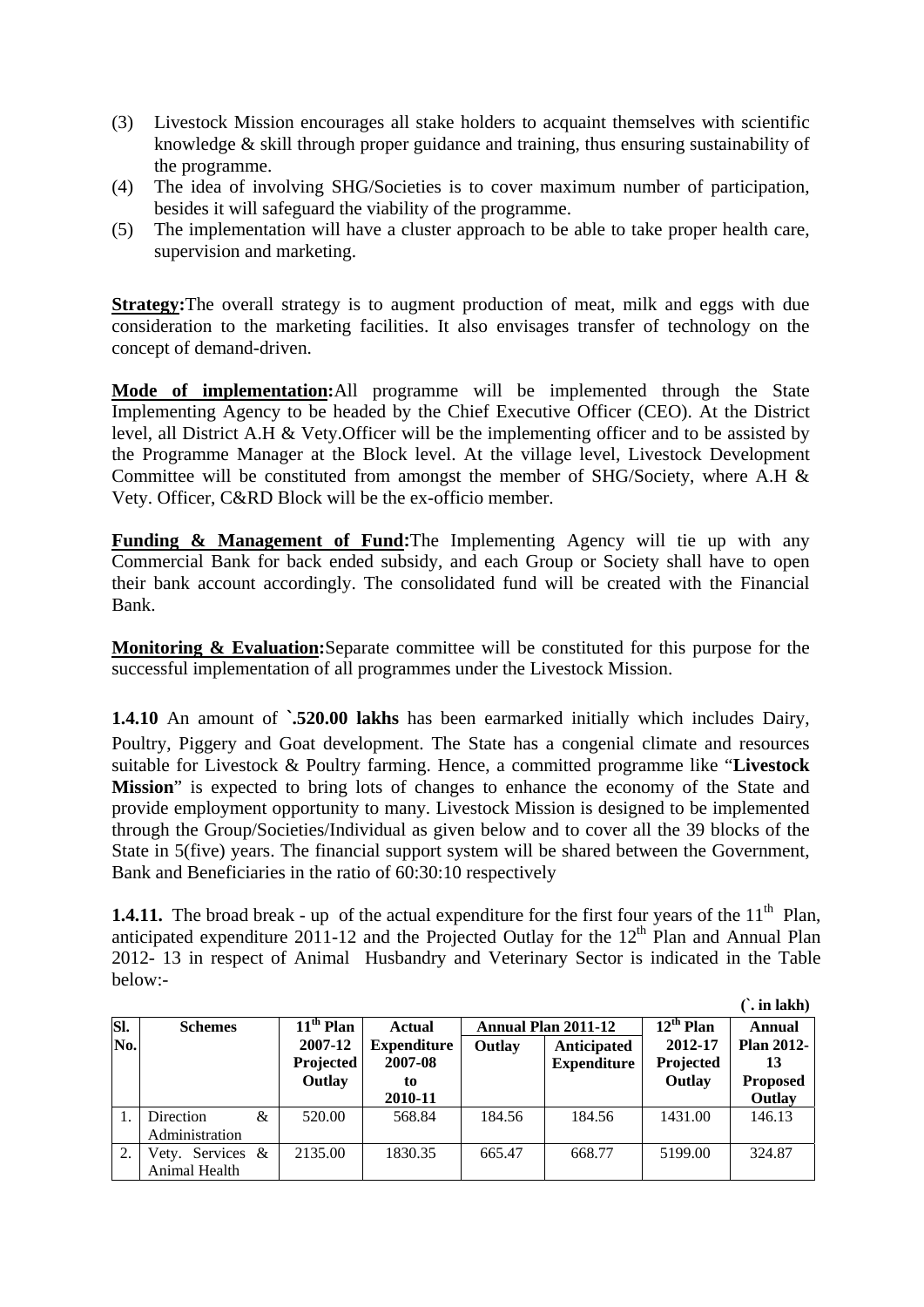(3) Livestock Mission encourages all stake holders to acquaint themselves with scientific knowledge & skill through proper guidance and training, thus ensuring sustainability of the programme.
(4) The idea of involving SHG/Societies is to cover maximum number of participation, besides it will safeguard the viability of the programme.
(5) The implementation will have a cluster approach to be able to take proper health care, supervision and marketing.

**Strategy:**The overall strategy is to augment production of meat, milk and eggs with due consideration to the marketing facilities. It also envisages transfer of technology on the concept of demand-driven.

**Mode of implementation:**All programme will be implemented through the State Implementing Agency to be headed by the Chief Executive Officer (CEO). At the District level, all District A.H & Vety.Officer will be the implementing officer and to be assisted by the Programme Manager at the Block level. At the village level, Livestock Development Committee will be constituted from amongst the member of SHG/Society, where A.H & Vety. Officer, C&RD Block will be the ex-officio member.

**Funding & Management of Fund:**The Implementing Agency will tie up with any Commercial Bank for back ended subsidy, and each Group or Society shall have to open their bank account accordingly. The consolidated fund will be created with the Financial Bank.

**Monitoring & Evaluation:**Separate committee will be constituted for this purpose for the successful implementation of all programmes under the Livestock Mission.

**1.4.10** An amount of **`.520.00 lakhs** has been earmarked initially which includes Dairy, Poultry, Piggery and Goat development. The State has a congenial climate and resources suitable for Livestock & Poultry farming. Hence, a committed programme like "**Livestock Mission**" is expected to bring lots of changes to enhance the economy of the State and provide employment opportunity to many. Livestock Mission is designed to be implemented through the Group/Societies/Individual as given below and to cover all the 39 blocks of the State in 5(five) years. The financial support system will be shared between the Government, Bank and Beneficiaries in the ratio of 60:30:10 respectively

**1.4.11.** The broad break - up of the actual expenditure for the first four years of the 11th Plan, anticipated expenditure 2011-12 and the Projected Outlay for the 12th Plan and Annual Plan 2012- 13 in respect of Animal Husbandry and Veterinary Sector is indicated in the Table below:-

(`. in lakh)

| Sl. No. | Schemes | 11th Plan 2007-12 Projected Outlay | Actual Expenditure 2007-08 to 2010-11 | Annual Plan 2011-12 | | 12th Plan 2012-17 Projected Outlay | Annual Plan 2012-13 Proposed Outlay |
|---|---|---|---|---|---|---|---|
| | | | | Outlay | Anticipated Expenditure | | |
| 1. | Direction & Administration | 520.00 | 568.84 | 184.56 | 184.56 | 1431.00 | 146.13 |
| 2. | Vety. Services & Animal Health | 2135.00 | 1830.35 | 665.47 | 668.77 | 5199.00 | 324.87 |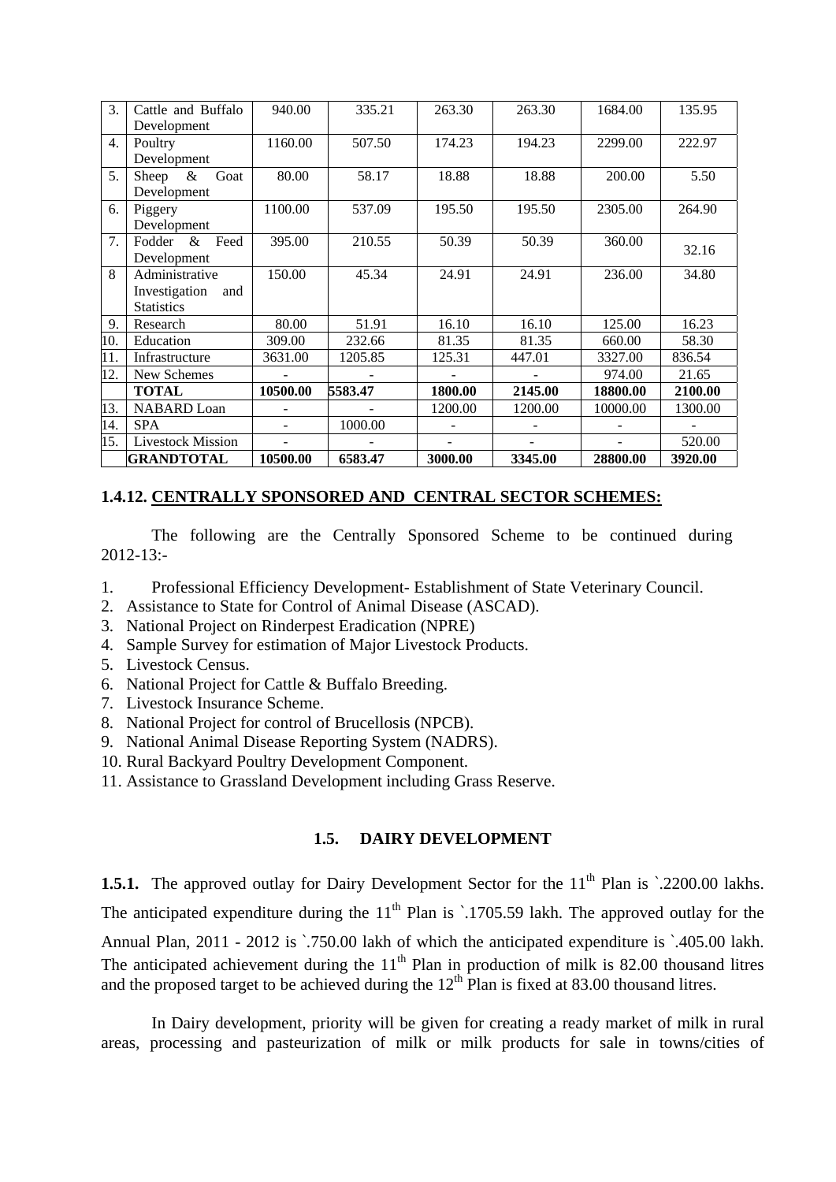| 3. | Cattle and Buffalo Development | 940.00 | 335.21 | 263.30 | 263.30 | 1684.00 | 135.95 |
|---|---|---|---|---|---|---|---|
| 4. | Poultry Development | 1160.00 | 507.50 | 174.23 | 194.23 | 2299.00 | 222.97 |
| 5. | Sheep & Goat Development | 80.00 | 58.17 | 18.88 | 18.88 | 200.00 | 5.50 |
| 6. | Piggery Development | 1100.00 | 537.09 | 195.50 | 195.50 | 2305.00 | 264.90 |
| 7. | Fodder & Feed Development | 395.00 | 210.55 | 50.39 | 50.39 | 360.00 | 32.16 |
| 8 | Administrative Investigation and Statistics | 150.00 | 45.34 | 24.91 | 24.91 | 236.00 | 34.80 |
| 9. | Research | 80.00 | 51.91 | 16.10 | 16.10 | 125.00 | 16.23 |
| 10. | Education | 309.00 | 232.66 | 81.35 | 81.35 | 660.00 | 58.30 |
| 11. | Infrastructure | 3631.00 | 1205.85 | 125.31 | 447.01 | 3327.00 | 836.54 |
| 12. | New Schemes | - | - | - | - | 974.00 | 21.65 |
| | **TOTAL** | **10500.00** | **5583.47** | **1800.00** | **2145.00** | **18800.00** | **2100.00** |
| 13. | NABARD Loan | - | - | 1200.00 | 1200.00 | 10000.00 | 1300.00 |
| 14. | SPA | - | 1000.00 | - | - | - | - |
| 15. | Livestock Mission | - | - | - | - | - | 520.00 |
| | **GRANDTOTAL** | **10500.00** | **6583.47** | **3000.00** | **3345.00** | **28800.00** | **3920.00** |

**1.4.12. CENTRALLY SPONSORED AND CENTRAL SECTOR SCHEMES:**

The following are the Centrally Sponsored Scheme to be continued during 2012-13:-

1. Professional Efficiency Development- Establishment of State Veterinary Council.
2. Assistance to State for Control of Animal Disease (ASCAD).
3. National Project on Rinderpest Eradication (NPRE)
4. Sample Survey for estimation of Major Livestock Products.
5. Livestock Census.
6. National Project for Cattle & Buffalo Breeding.
7. Livestock Insurance Scheme.
8. National Project for control of Brucellosis (NPCB).
9. National Animal Disease Reporting System (NADRS).
10. Rural Backyard Poultry Development Component.
11. Assistance to Grassland Development including Grass Reserve.

### 1.5. DAIRY DEVELOPMENT

**1.5.1.** The approved outlay for Dairy Development Sector for the 11th Plan is `.2200.00 lakhs. The anticipated expenditure during the 11th Plan is `.1705.59 lakh. The approved outlay for the Annual Plan, 2011 - 2012 is `.750.00 lakh of which the anticipated expenditure is `.405.00 lakh. The anticipated achievement during the 11th Plan in production of milk is 82.00 thousand litres and the proposed target to be achieved during the 12th Plan is fixed at 83.00 thousand litres.

In Dairy development, priority will be given for creating a ready market of milk in rural areas, processing and pasteurization of milk or milk products for sale in towns/cities of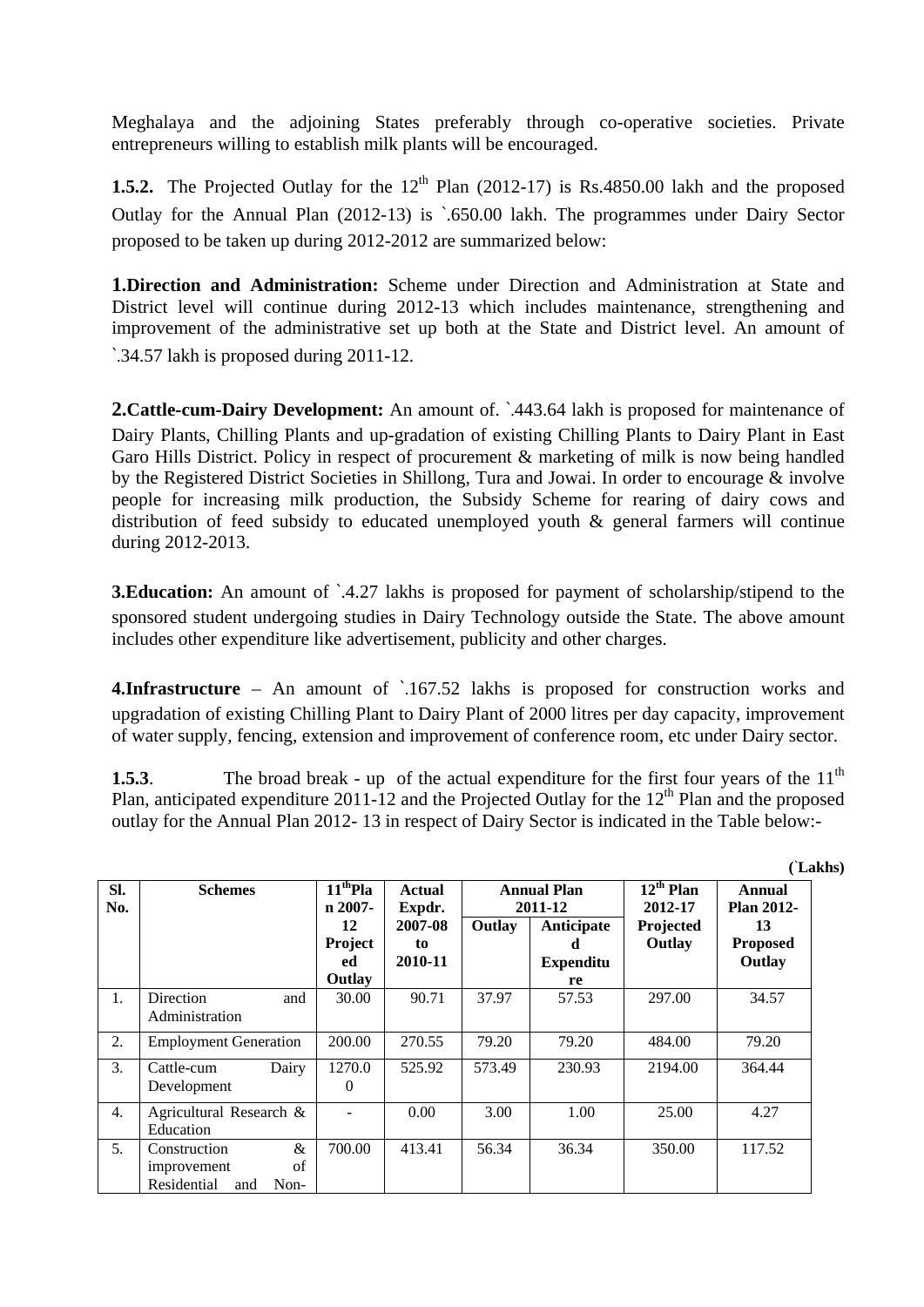Meghalaya and the adjoining States preferably through co-operative societies. Private entrepreneurs willing to establish milk plants will be encouraged.

**1.5.2.** The Projected Outlay for the 12th Plan (2012-17) is Rs.4850.00 lakh and the proposed Outlay for the Annual Plan (2012-13) is `.650.00 lakh. The programmes under Dairy Sector proposed to be taken up during 2012-2012 are summarized below:

**1.Direction and Administration:** Scheme under Direction and Administration at State and District level will continue during 2012-13 which includes maintenance, strengthening and improvement of the administrative set up both at the State and District level. An amount of `.34.57 lakh is proposed during 2011-12.

**2.Cattle-cum-Dairy Development:** An amount of. `.443.64 lakh is proposed for maintenance of Dairy Plants, Chilling Plants and up-gradation of existing Chilling Plants to Dairy Plant in East Garo Hills District. Policy in respect of procurement & marketing of milk is now being handled by the Registered District Societies in Shillong, Tura and Jowai. In order to encourage & involve people for increasing milk production, the Subsidy Scheme for rearing of dairy cows and distribution of feed subsidy to educated unemployed youth & general farmers will continue during 2012-2013.

**3.Education:** An amount of `.4.27 lakhs is proposed for payment of scholarship/stipend to the sponsored student undergoing studies in Dairy Technology outside the State. The above amount includes other expenditure like advertisement, publicity and other charges.

**4.Infrastructure** – An amount of `.167.52 lakhs is proposed for construction works and upgradation of existing Chilling Plant to Dairy Plant of 2000 litres per day capacity, improvement of water supply, fencing, extension and improvement of conference room, etc under Dairy sector.

**1.5.3**. The broad break - up of the actual expenditure for the first four years of the 11th Plan, anticipated expenditure 2011-12 and the Projected Outlay for the 12th Plan and the proposed outlay for the Annual Plan 2012- 13 in respect of Dairy Sector is indicated in the Table below:-

(`Lakhs)

| Sl. No. | Schemes | 11th Plan 2007-12 Projected Outlay | Actual Expdr. 2007-08 to 2010-11 | Annual Plan 2011-12 | | 12th Plan 2012-17 Projected Outlay | Annual Plan 2012-13 Proposed Outlay |
|---|---|---|---|---|---|---|---|
| | | | | Outlay | Anticipated Expenditure | | |
| 1. | Direction and Administration | 30.00 | 90.71 | 37.97 | 57.53 | 297.00 | 34.57 |
| 2. | Employment Generation | 200.00 | 270.55 | 79.20 | 79.20 | 484.00 | 79.20 |
| 3. | Cattle-cum Dairy Development | 1270.00 | 525.92 | 573.49 | 230.93 | 2194.00 | 364.44 |
| 4. | Agricultural Research & Education | - | 0.00 | 3.00 | 1.00 | 25.00 | 4.27 |
| 5. | Construction & improvement of Residential and Non- | 700.00 | 413.41 | 56.34 | 36.34 | 350.00 | 117.52 |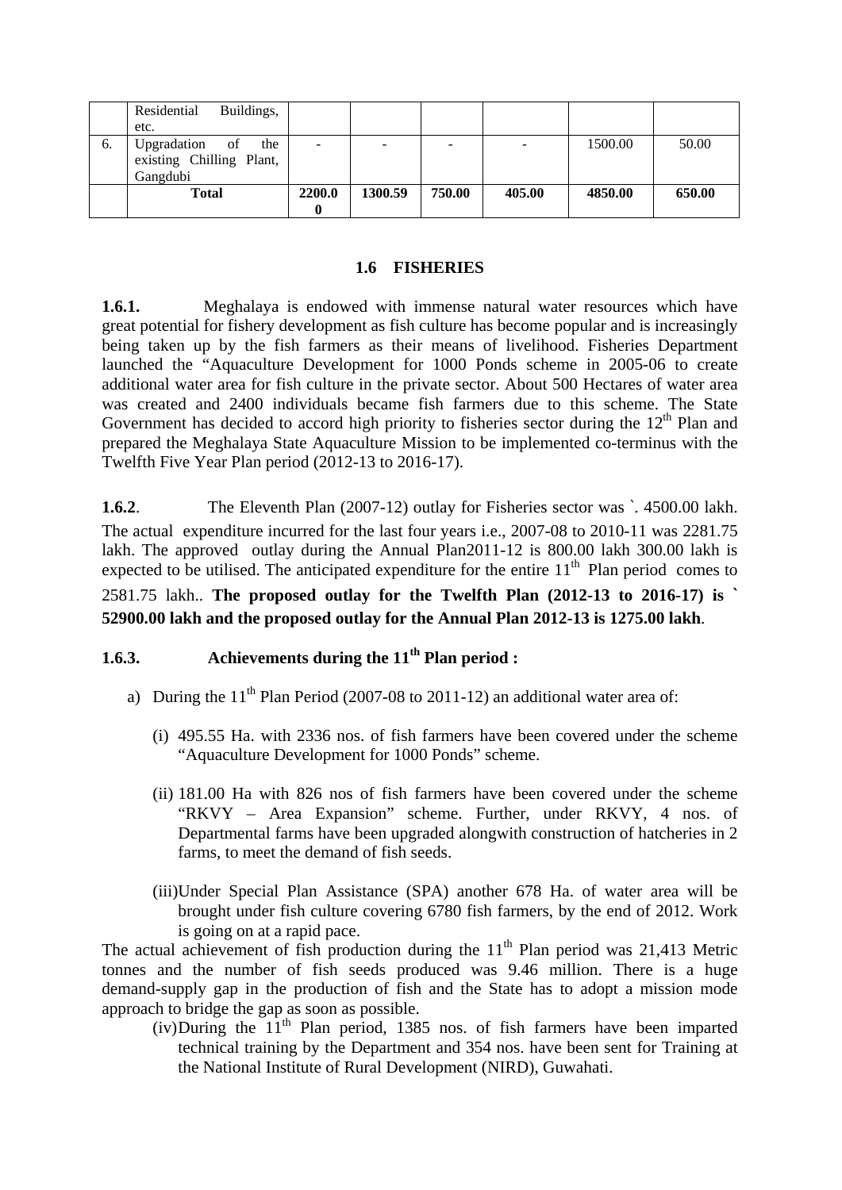|  | Residential Buildings, etc. |  |  |  |  |  |  |
|---|---|---|---|---|---|---|---|
| 6. | Upgradation of the existing Chilling Plant, Gangdubi | - | - | - | - | 1500.00 | 50.00 |
|  | **Total** | **2200.00** | **1300.59** | **750.00** | **405.00** | **4850.00** | **650.00** |

### 1.6 FISHERIES

**1.6.1.** Meghalaya is endowed with immense natural water resources which have great potential for fishery development as fish culture has become popular and is increasingly being taken up by the fish farmers as their means of livelihood. Fisheries Department launched the "Aquaculture Development for 1000 Ponds scheme in 2005-06 to create additional water area for fish culture in the private sector. About 500 Hectares of water area was created and 2400 individuals became fish farmers due to this scheme. The State Government has decided to accord high priority to fisheries sector during the 12th Plan and prepared the Meghalaya State Aquaculture Mission to be implemented co-terminus with the Twelfth Five Year Plan period (2012-13 to 2016-17).

**1.6.2**. The Eleventh Plan (2007-12) outlay for Fisheries sector was `. 4500.00 lakh. The actual expenditure incurred for the last four years i.e., 2007-08 to 2010-11 was 2281.75 lakh. The approved outlay during the Annual Plan2011-12 is 800.00 lakh 300.00 lakh is expected to be utilised. The anticipated expenditure for the entire 11th Plan period comes to 2581.75 lakh.. **The proposed outlay for the Twelfth Plan (2012-13 to 2016-17) is ` 52900.00 lakh and the proposed outlay for the Annual Plan 2012-13 is 1275.00 lakh**.

### 1.6.3. Achievements during the 11th Plan period :

a) During the 11th Plan Period (2007-08 to 2011-12) an additional water area of:

(i) 495.55 Ha. with 2336 nos. of fish farmers have been covered under the scheme "Aquaculture Development for 1000 Ponds" scheme.

(ii) 181.00 Ha with 826 nos of fish farmers have been covered under the scheme "RKVY – Area Expansion" scheme. Further, under RKVY, 4 nos. of Departmental farms have been upgraded alongwith construction of hatcheries in 2 farms, to meet the demand of fish seeds.

(iii)Under Special Plan Assistance (SPA) another 678 Ha. of water area will be brought under fish culture covering 6780 fish farmers, by the end of 2012. Work is going on at a rapid pace.

The actual achievement of fish production during the 11th Plan period was 21,413 Metric tonnes and the number of fish seeds produced was 9.46 million. There is a huge demand-supply gap in the production of fish and the State has to adopt a mission mode approach to bridge the gap as soon as possible.

(iv)During the 11th Plan period, 1385 nos. of fish farmers have been imparted technical training by the Department and 354 nos. have been sent for Training at the National Institute of Rural Development (NIRD), Guwahati.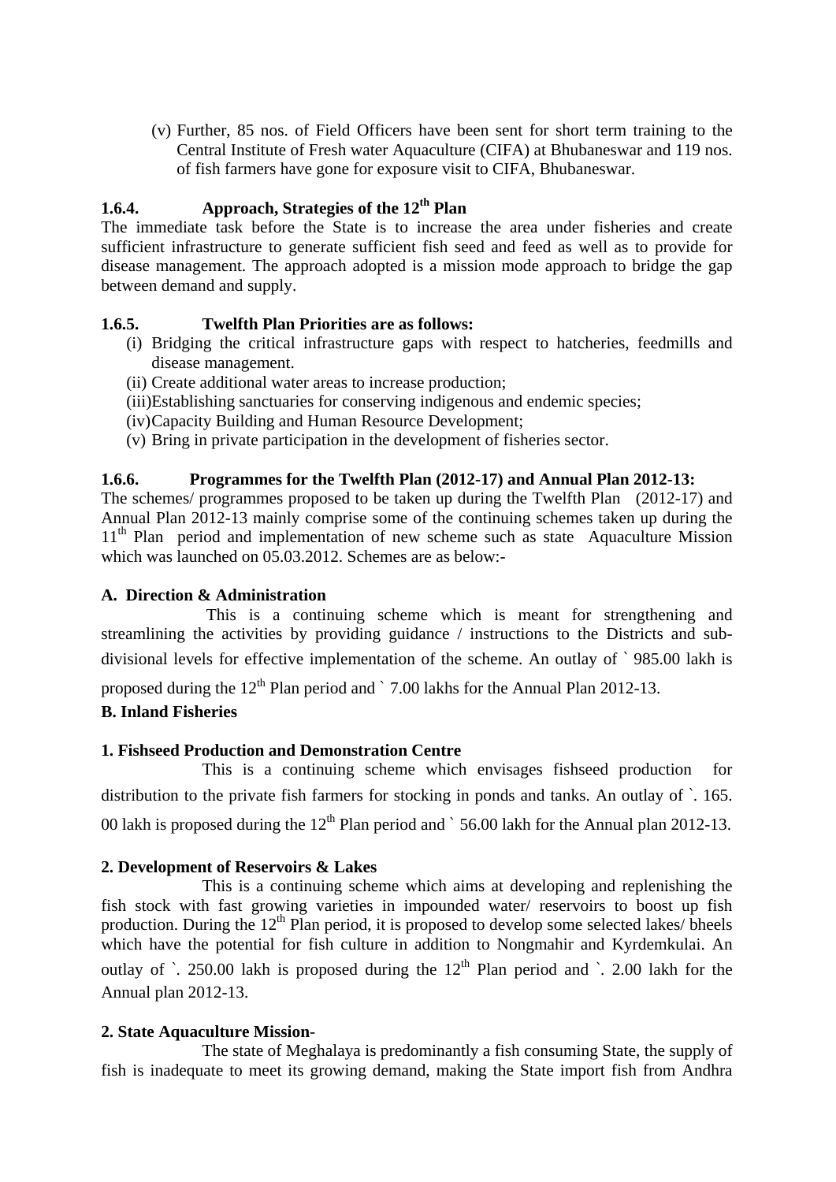(v) Further, 85 nos. of Field Officers have been sent for short term training to the Central Institute of Fresh water Aquaculture (CIFA) at Bhubaneswar and 119 nos. of fish farmers have gone for exposure visit to CIFA, Bhubaneswar.

### 1.6.4. Approach, Strategies of the 12th Plan

The immediate task before the State is to increase the area under fisheries and create sufficient infrastructure to generate sufficient fish seed and feed as well as to provide for disease management. The approach adopted is a mission mode approach to bridge the gap between demand and supply.

### 1.6.5. Twelfth Plan Priorities are as follows:

(i) Bridging the critical infrastructure gaps with respect to hatcheries, feedmills and disease management.
(ii) Create additional water areas to increase production;
(iii) Establishing sanctuaries for conserving indigenous and endemic species;
(iv) Capacity Building and Human Resource Development;
(v) Bring in private participation in the development of fisheries sector.

### 1.6.6. Programmes for the Twelfth Plan (2012-17) and Annual Plan 2012-13:

The schemes/ programmes proposed to be taken up during the Twelfth Plan (2012-17) and Annual Plan 2012-13 mainly comprise some of the continuing schemes taken up during the 11th Plan period and implementation of new scheme such as state Aquaculture Mission which was launched on 05.03.2012. Schemes are as below:-

**A. Direction & Administration**

This is a continuing scheme which is meant for strengthening and streamlining the activities by providing guidance / instructions to the Districts and sub-divisional levels for effective implementation of the scheme. An outlay of ` 985.00 lakh is proposed during the 12th Plan period and ` 7.00 lakhs for the Annual Plan 2012-13.

**B. Inland Fisheries**

**1. Fishseed Production and Demonstration Centre**

This is a continuing scheme which envisages fishseed production for distribution to the private fish farmers for stocking in ponds and tanks. An outlay of `. 165. 00 lakh is proposed during the 12th Plan period and ` 56.00 lakh for the Annual plan 2012-13.

**2. Development of Reservoirs & Lakes**

This is a continuing scheme which aims at developing and replenishing the fish stock with fast growing varieties in impounded water/ reservoirs to boost up fish production. During the 12th Plan period, it is proposed to develop some selected lakes/ bheels which have the potential for fish culture in addition to Nongmahir and Kyrdemkulai. An outlay of `. 250.00 lakh is proposed during the 12th Plan period and `. 2.00 lakh for the Annual plan 2012-13.

**2. State Aquaculture Mission-**

The state of Meghalaya is predominantly a fish consuming State, the supply of fish is inadequate to meet its growing demand, making the State import fish from Andhra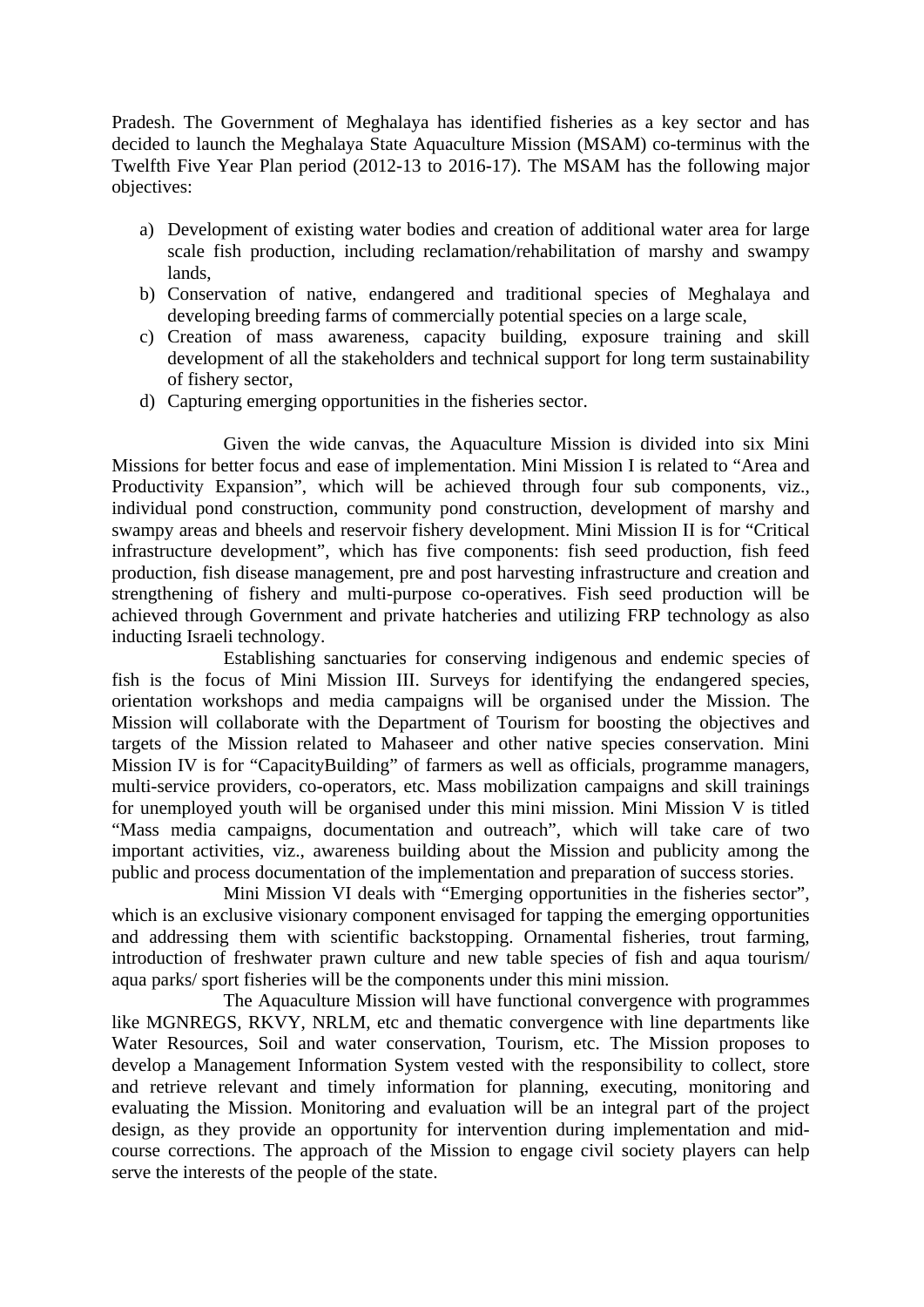Pradesh. The Government of Meghalaya has identified fisheries as a key sector and has decided to launch the Meghalaya State Aquaculture Mission (MSAM) co-terminus with the Twelfth Five Year Plan period (2012-13 to 2016-17). The MSAM has the following major objectives:

a) Development of existing water bodies and creation of additional water area for large scale fish production, including reclamation/rehabilitation of marshy and swampy lands,
b) Conservation of native, endangered and traditional species of Meghalaya and developing breeding farms of commercially potential species on a large scale,
c) Creation of mass awareness, capacity building, exposure training and skill development of all the stakeholders and technical support for long term sustainability of fishery sector,
d) Capturing emerging opportunities in the fisheries sector.

Given the wide canvas, the Aquaculture Mission is divided into six Mini Missions for better focus and ease of implementation. Mini Mission I is related to "Area and Productivity Expansion", which will be achieved through four sub components, viz., individual pond construction, community pond construction, development of marshy and swampy areas and bheels and reservoir fishery development. Mini Mission II is for "Critical infrastructure development", which has five components: fish seed production, fish feed production, fish disease management, pre and post harvesting infrastructure and creation and strengthening of fishery and multi-purpose co-operatives. Fish seed production will be achieved through Government and private hatcheries and utilizing FRP technology as also inducting Israeli technology.

Establishing sanctuaries for conserving indigenous and endemic species of fish is the focus of Mini Mission III. Surveys for identifying the endangered species, orientation workshops and media campaigns will be organised under the Mission. The Mission will collaborate with the Department of Tourism for boosting the objectives and targets of the Mission related to Mahaseer and other native species conservation. Mini Mission IV is for "CapacityBuilding" of farmers as well as officials, programme managers, multi-service providers, co-operators, etc. Mass mobilization campaigns and skill trainings for unemployed youth will be organised under this mini mission. Mini Mission V is titled "Mass media campaigns, documentation and outreach", which will take care of two important activities, viz., awareness building about the Mission and publicity among the public and process documentation of the implementation and preparation of success stories.

Mini Mission VI deals with "Emerging opportunities in the fisheries sector", which is an exclusive visionary component envisaged for tapping the emerging opportunities and addressing them with scientific backstopping. Ornamental fisheries, trout farming, introduction of freshwater prawn culture and new table species of fish and aqua tourism/ aqua parks/ sport fisheries will be the components under this mini mission.

The Aquaculture Mission will have functional convergence with programmes like MGNREGS, RKVY, NRLM, etc and thematic convergence with line departments like Water Resources, Soil and water conservation, Tourism, etc. The Mission proposes to develop a Management Information System vested with the responsibility to collect, store and retrieve relevant and timely information for planning, executing, monitoring and evaluating the Mission. Monitoring and evaluation will be an integral part of the project design, as they provide an opportunity for intervention during implementation and mid-course corrections. The approach of the Mission to engage civil society players can help serve the interests of the people of the state.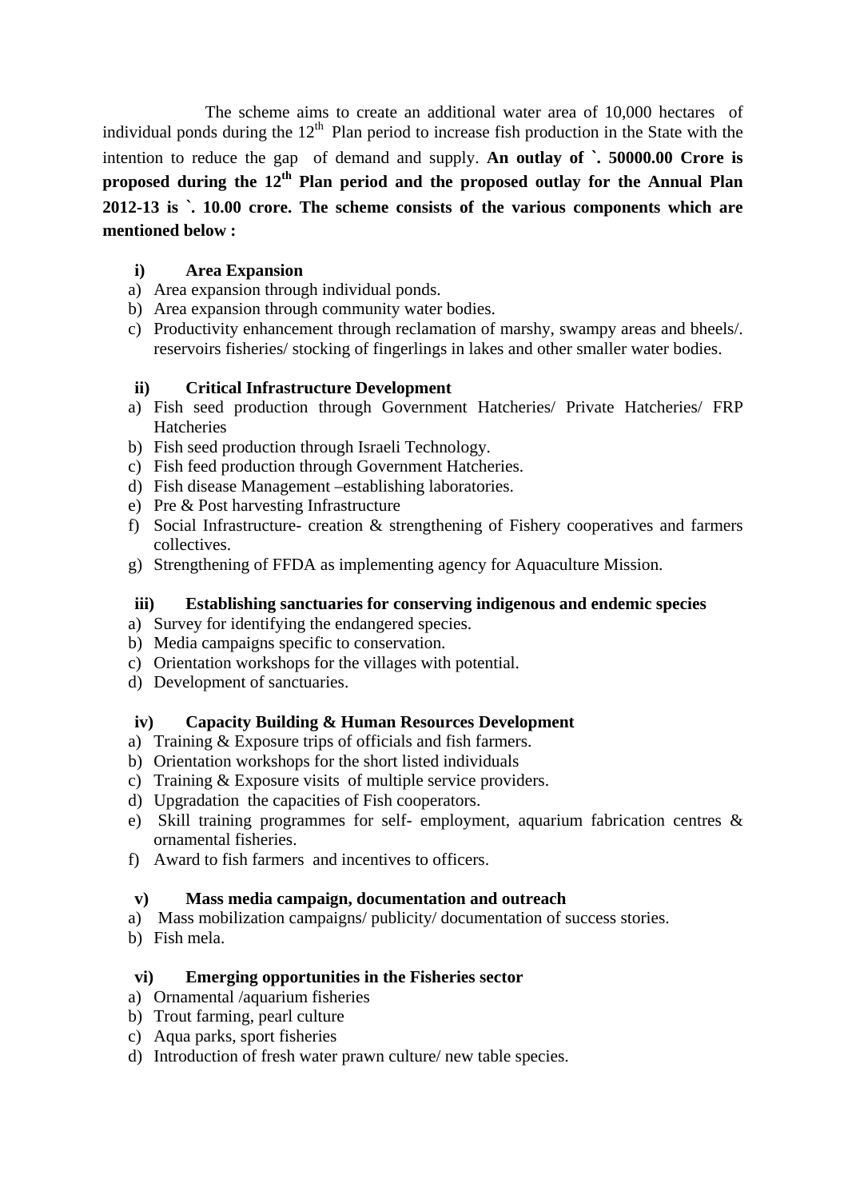The scheme aims to create an additional water area of 10,000 hectares of individual ponds during the 12th Plan period to increase fish production in the State with the intention to reduce the gap of demand and supply. **An outlay of `. 50000.00 Crore is proposed during the 12th Plan period and the proposed outlay for the Annual Plan 2012-13 is `. 10.00 crore. The scheme consists of the various components which are mentioned below :**

**i) Area Expansion**

a) Area expansion through individual ponds.
b) Area expansion through community water bodies.
c) Productivity enhancement through reclamation of marshy, swampy areas and bheels/. reservoirs fisheries/ stocking of fingerlings in lakes and other smaller water bodies.

**ii) Critical Infrastructure Development**

a) Fish seed production through Government Hatcheries/ Private Hatcheries/ FRP Hatcheries
b) Fish seed production through Israeli Technology.
c) Fish feed production through Government Hatcheries.
d) Fish disease Management –establishing laboratories.
e) Pre & Post harvesting Infrastructure
f) Social Infrastructure- creation & strengthening of Fishery cooperatives and farmers collectives.
g) Strengthening of FFDA as implementing agency for Aquaculture Mission.

**iii) Establishing sanctuaries for conserving indigenous and endemic species**

a) Survey for identifying the endangered species.
b) Media campaigns specific to conservation.
c) Orientation workshops for the villages with potential.
d) Development of sanctuaries.

**iv) Capacity Building & Human Resources Development**

a) Training & Exposure trips of officials and fish farmers.
b) Orientation workshops for the short listed individuals
c) Training & Exposure visits of multiple service providers.
d) Upgradation the capacities of Fish cooperators.
e) Skill training programmes for self- employment, aquarium fabrication centres & ornamental fisheries.
f) Award to fish farmers and incentives to officers.

**v) Mass media campaign, documentation and outreach**

a) Mass mobilization campaigns/ publicity/ documentation of success stories.
b) Fish mela.

**vi) Emerging opportunities in the Fisheries sector**

a) Ornamental /aquarium fisheries
b) Trout farming, pearl culture
c) Aqua parks, sport fisheries
d) Introduction of fresh water prawn culture/ new table species.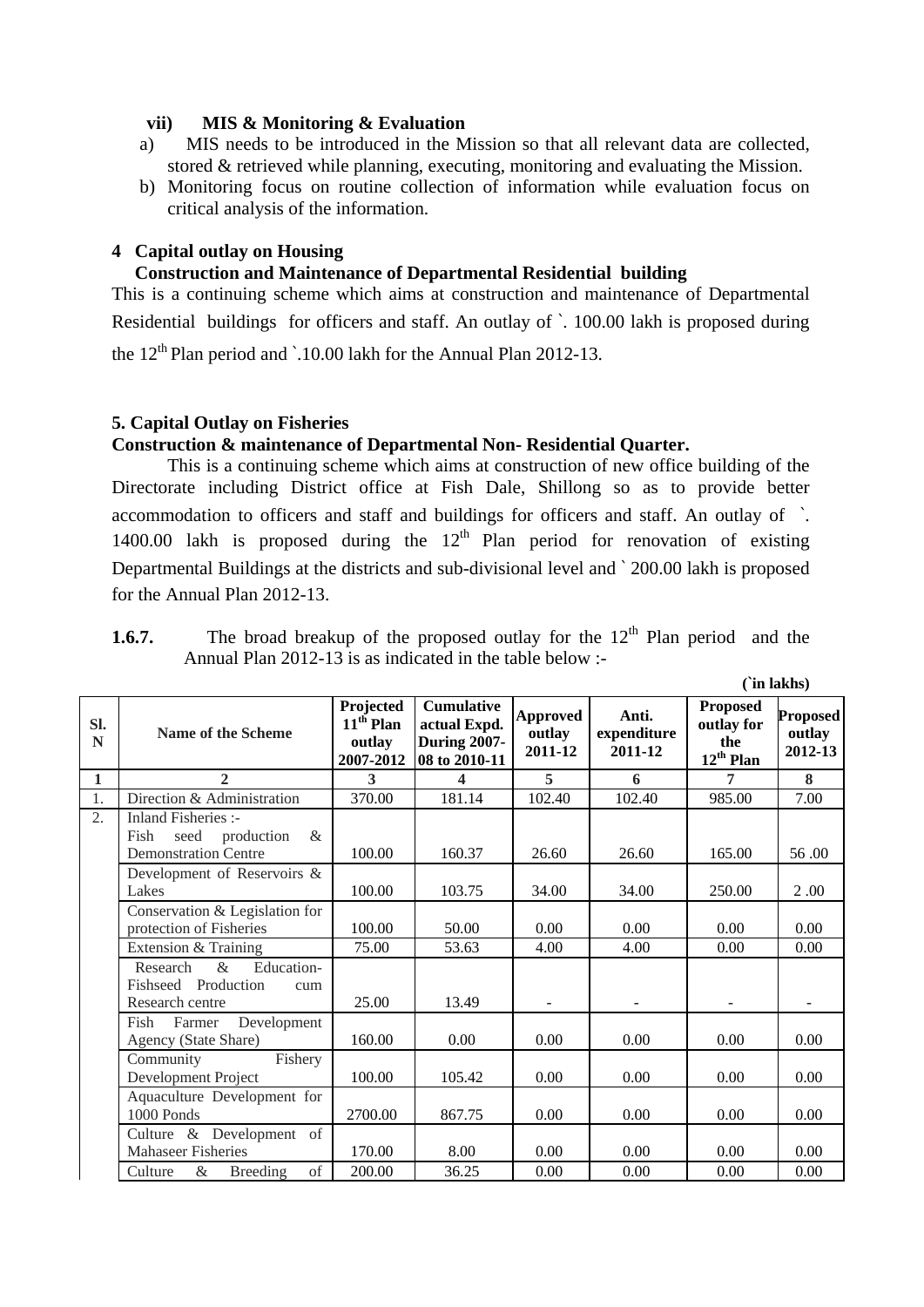**vii) MIS & Monitoring & Evaluation**

a) MIS needs to be introduced in the Mission so that all relevant data are collected, stored & retrieved while planning, executing, monitoring and evaluating the Mission.

b) Monitoring focus on routine collection of information while evaluation focus on critical analysis of the information.

**4 Capital outlay on Housing**

**Construction and Maintenance of Departmental Residential building**

This is a continuing scheme which aims at construction and maintenance of Departmental Residential buildings for officers and staff. An outlay of `. 100.00 lakh is proposed during the 12th Plan period and `.10.00 lakh for the Annual Plan 2012-13.

**5. Capital Outlay on Fisheries**

**Construction & maintenance of Departmental Non- Residential Quarter.**

This is a continuing scheme which aims at construction of new office building of the Directorate including District office at Fish Dale, Shillong so as to provide better accommodation to officers and staff and buildings for officers and staff. An outlay of `. 1400.00 lakh is proposed during the 12th Plan period for renovation of existing Departmental Buildings at the districts and sub-divisional level and ` 200.00 lakh is proposed for the Annual Plan 2012-13.

**1.6.7.** The broad breakup of the proposed outlay for the 12th Plan period and the Annual Plan 2012-13 is as indicated in the table below :-

(`in lakhs)

| Sl. N | Name of the Scheme | Projected 11th Plan outlay 2007-2012 | Cumulative actual Expd. During 2007-08 to 2010-11 | Approved outlay 2011-12 | Anti. expenditure 2011-12 | Proposed outlay for the 12th Plan | Proposed outlay 2012-13 |
|---|---|---|---|---|---|---|---|
| 1 | 2 | 3 | 4 | 5 | 6 | 7 | 8 |
| 1. | Direction & Administration | 370.00 | 181.14 | 102.40 | 102.40 | 985.00 | 7.00 |
| 2. | Inland Fisheries :- Fish seed production & Demonstration Centre | 100.00 | 160.37 | 26.60 | 26.60 | 165.00 | 56 .00 |
| | Development of Reservoirs & Lakes | 100.00 | 103.75 | 34.00 | 34.00 | 250.00 | 2 .00 |
| | Conservation & Legislation for protection of Fisheries | 100.00 | 50.00 | 0.00 | 0.00 | 0.00 | 0.00 |
| | Extension & Training | 75.00 | 53.63 | 4.00 | 4.00 | 0.00 | 0.00 |
| | Research & Education- Fishseed Production cum Research centre | 25.00 | 13.49 | - | - | - | - |
| | Fish Farmer Development Agency (State Share) | 160.00 | 0.00 | 0.00 | 0.00 | 0.00 | 0.00 |
| | Community Fishery Development Project | 100.00 | 105.42 | 0.00 | 0.00 | 0.00 | 0.00 |
| | Aquaculture Development for 1000 Ponds | 2700.00 | 867.75 | 0.00 | 0.00 | 0.00 | 0.00 |
| | Culture & Development of Mahaseer Fisheries | 170.00 | 8.00 | 0.00 | 0.00 | 0.00 | 0.00 |
| | Culture & Breeding of | 200.00 | 36.25 | 0.00 | 0.00 | 0.00 | 0.00 |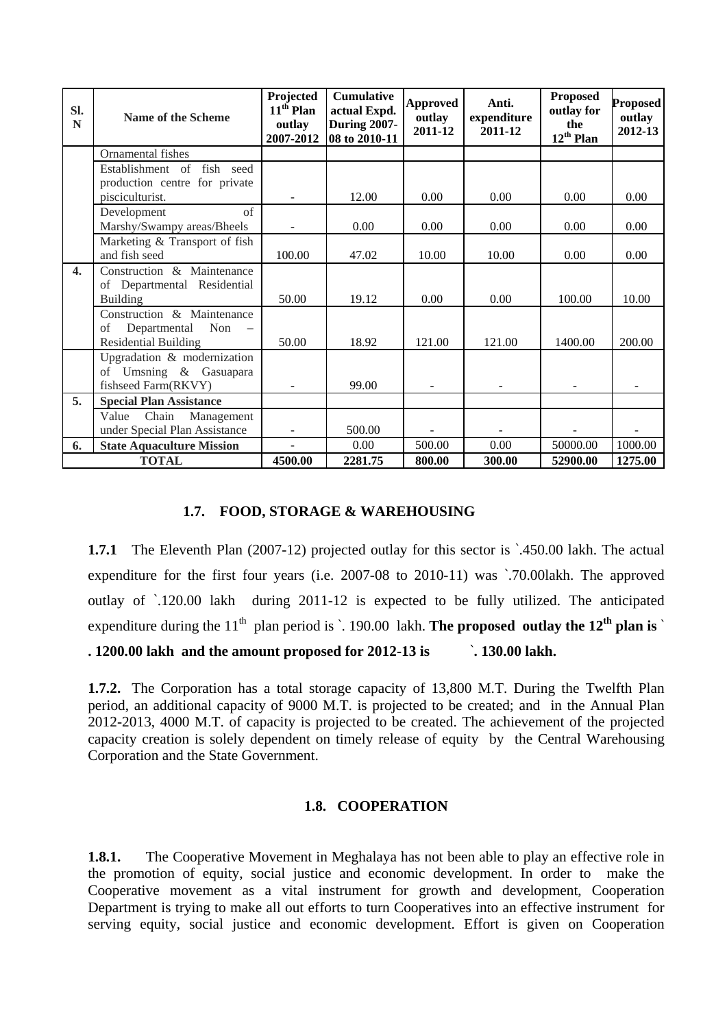| Sl. N | Name of the Scheme | Projected 11th Plan outlay 2007-2012 | Cumulative actual Expd. During 2007-08 to 2010-11 | Approved outlay 2011-12 | Anti. expenditure 2011-12 | Proposed outlay for the 12th Plan | Proposed outlay 2012-13 |
|---|---|---|---|---|---|---|---|
| | Ornamental fishes | | | | | | |
| | Establishment of fish seed production centre for private pisciculturist. | - | 12.00 | 0.00 | 0.00 | 0.00 | 0.00 |
| | Development of Marshy/Swampy areas/Bheels | - | 0.00 | 0.00 | 0.00 | 0.00 | 0.00 |
| | Marketing & Transport of fish and fish seed | 100.00 | 47.02 | 10.00 | 10.00 | 0.00 | 0.00 |
| **4.** | Construction & Maintenance of Departmental Residential Building | 50.00 | 19.12 | 0.00 | 0.00 | 100.00 | 10.00 |
| | Construction & Maintenance of Departmental Non – Residential Building | 50.00 | 18.92 | 121.00 | 121.00 | 1400.00 | 200.00 |
| | Upgradation & modernization of Umsning & Gasuapara fishseed Farm(RKVY) | - | 99.00 | - | - | - | - |
| **5.** | **Special Plan Assistance** | | | | | | |
| | Value Chain Management under Special Plan Assistance | - | 500.00 | - | - | - | - |
| **6.** | **State Aquaculture Mission** | - | 0.00 | 500.00 | 0.00 | 50000.00 | 1000.00 |
| | **TOTAL** | **4500.00** | **2281.75** | **800.00** | **300.00** | **52900.00** | **1275.00** |

## 1.7. FOOD, STORAGE & WAREHOUSING

**1.7.1** The Eleventh Plan (2007-12) projected outlay for this sector is `.450.00 lakh. The actual expenditure for the first four years (i.e. 2007-08 to 2010-11) was `.70.00lakh. The approved outlay of `.120.00 lakh during 2011-12 is expected to be fully utilized. The anticipated expenditure during the 11th plan period is `. 190.00 lakh. **The proposed outlay the 12th plan is ` . 1200.00 lakh and the amount proposed for 2012-13 is `. 130.00 lakh.**

**1.7.2.** The Corporation has a total storage capacity of 13,800 M.T. During the Twelfth Plan period, an additional capacity of 9000 M.T. is projected to be created; and in the Annual Plan 2012-2013, 4000 M.T. of capacity is projected to be created. The achievement of the projected capacity creation is solely dependent on timely release of equity by the Central Warehousing Corporation and the State Government.

## 1.8. COOPERATION

**1.8.1.** The Cooperative Movement in Meghalaya has not been able to play an effective role in the promotion of equity, social justice and economic development. In order to make the Cooperative movement as a vital instrument for growth and development, Cooperation Department is trying to make all out efforts to turn Cooperatives into an effective instrument for serving equity, social justice and economic development. Effort is given on Cooperation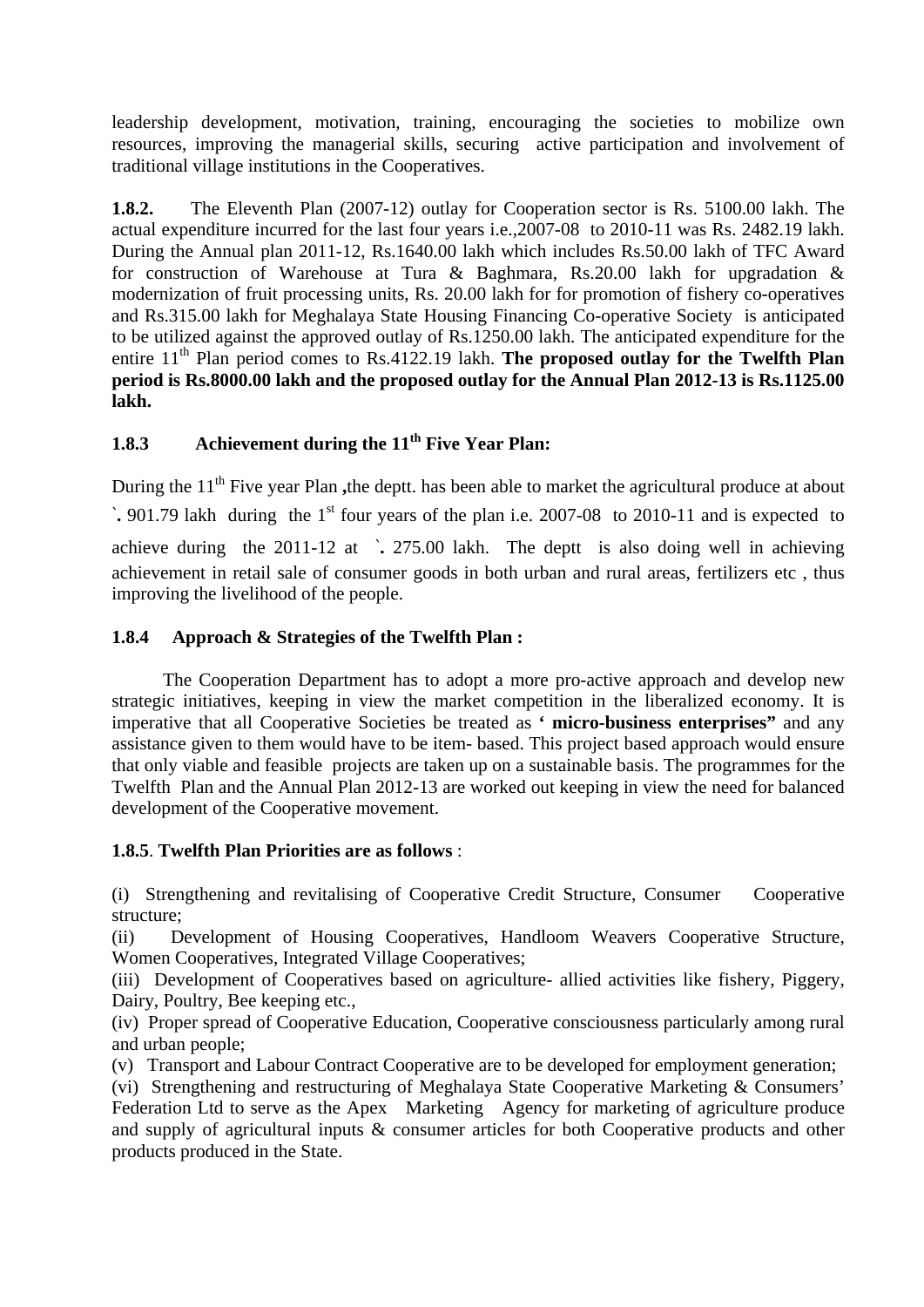leadership development, motivation, training, encouraging the societies to mobilize own resources, improving the managerial skills, securing active participation and involvement of traditional village institutions in the Cooperatives.

**1.8.2.** The Eleventh Plan (2007-12) outlay for Cooperation sector is Rs. 5100.00 lakh. The actual expenditure incurred for the last four years i.e.,2007-08 to 2010-11 was Rs. 2482.19 lakh. During the Annual plan 2011-12, Rs.1640.00 lakh which includes Rs.50.00 lakh of TFC Award for construction of Warehouse at Tura & Baghmara, Rs.20.00 lakh for upgradation & modernization of fruit processing units, Rs. 20.00 lakh for for promotion of fishery co-operatives and Rs.315.00 lakh for Meghalaya State Housing Financing Co-operative Society is anticipated to be utilized against the approved outlay of Rs.1250.00 lakh. The anticipated expenditure for the entire 11th Plan period comes to Rs.4122.19 lakh. **The proposed outlay for the Twelfth Plan period is Rs.8000.00 lakh and the proposed outlay for the Annual Plan 2012-13 is Rs.1125.00 lakh.**

### 1.8.3 Achievement during the 11th Five Year Plan:

During the 11th Five year Plan **,**the deptt. has been able to market the agricultural produce at about `**.** 901.79 lakh during the 1st four years of the plan i.e. 2007-08 to 2010-11 and is expected to achieve during the 2011-12 at `**.** 275.00 lakh. The deptt is also doing well in achieving achievement in retail sale of consumer goods in both urban and rural areas, fertilizers etc , thus improving the livelihood of the people.

### 1.8.4 Approach & Strategies of the Twelfth Plan :

The Cooperation Department has to adopt a more pro-active approach and develop new strategic initiatives, keeping in view the market competition in the liberalized economy. It is imperative that all Cooperative Societies be treated as **' micro-business enterprises"** and any assistance given to them would have to be item- based. This project based approach would ensure that only viable and feasible projects are taken up on a sustainable basis. The programmes for the Twelfth Plan and the Annual Plan 2012-13 are worked out keeping in view the need for balanced development of the Cooperative movement.

**1.8.5**. **Twelfth Plan Priorities are as follows** :

(i) Strengthening and revitalising of Cooperative Credit Structure, Consumer Cooperative structure;

(ii) Development of Housing Cooperatives, Handloom Weavers Cooperative Structure, Women Cooperatives, Integrated Village Cooperatives;

(iii) Development of Cooperatives based on agriculture- allied activities like fishery, Piggery, Dairy, Poultry, Bee keeping etc.,

(iv) Proper spread of Cooperative Education, Cooperative consciousness particularly among rural and urban people;

(v) Transport and Labour Contract Cooperative are to be developed for employment generation;

(vi) Strengthening and restructuring of Meghalaya State Cooperative Marketing & Consumers' Federation Ltd to serve as the Apex Marketing Agency for marketing of agriculture produce and supply of agricultural inputs & consumer articles for both Cooperative products and other products produced in the State.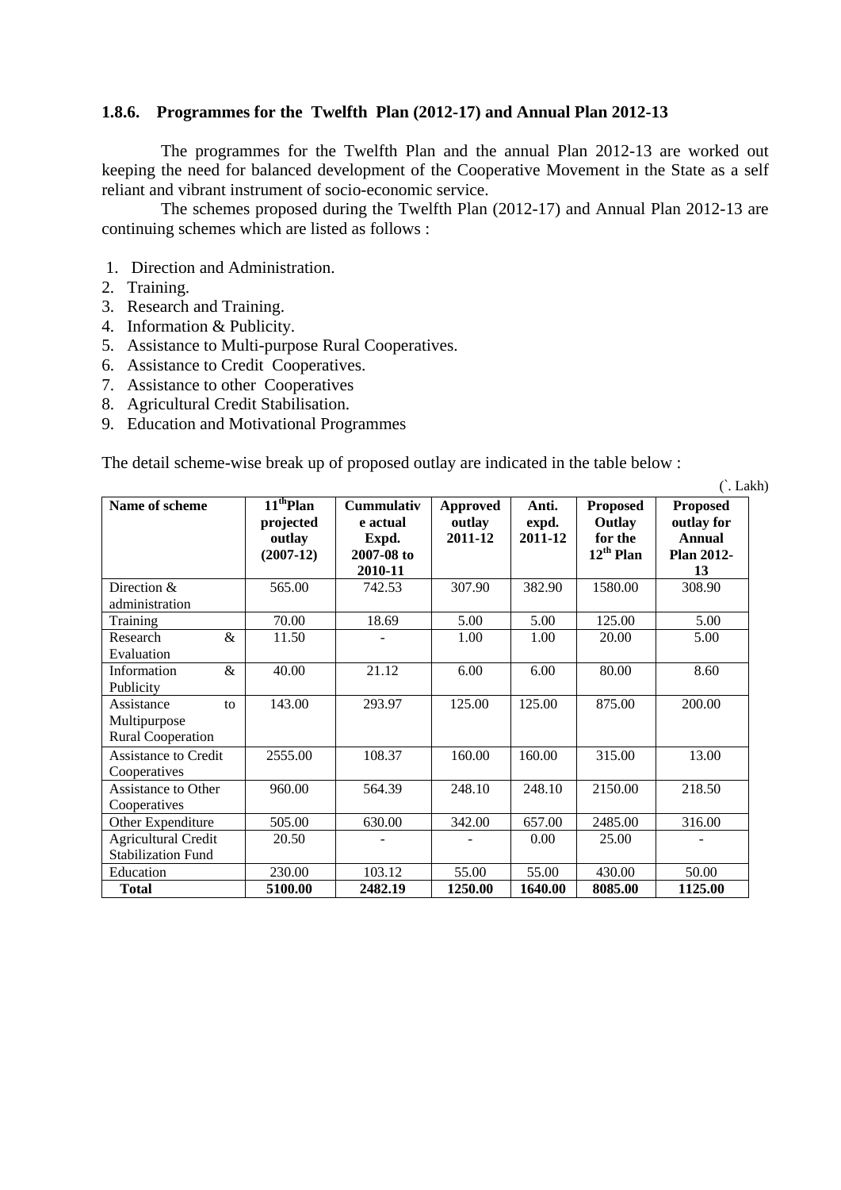### 1.8.6. Programmes for the Twelfth Plan (2012-17) and Annual Plan 2012-13

The programmes for the Twelfth Plan and the annual Plan 2012-13 are worked out keeping the need for balanced development of the Cooperative Movement in the State as a self reliant and vibrant instrument of socio-economic service.

The schemes proposed during the Twelfth Plan (2012-17) and Annual Plan 2012-13 are continuing schemes which are listed as follows :

1. Direction and Administration.
2. Training.
3. Research and Training.
4. Information & Publicity.
5. Assistance to Multi-purpose Rural Cooperatives.
6. Assistance to Credit Cooperatives.
7. Assistance to other Cooperatives
8. Agricultural Credit Stabilisation.
9. Education and Motivational Programmes

The detail scheme-wise break up of proposed outlay are indicated in the table below :

(`. Lakh)

| Name of scheme | 11th Plan projected outlay (2007-12) | Cummulative actual Expd. 2007-08 to 2010-11 | Approved outlay 2011-12 | Anti. expd. 2011-12 | Proposed Outlay for the 12th Plan | Proposed outlay for Annual Plan 2012-13 |
|---|---|---|---|---|---|---|
| Direction & administration | 565.00 | 742.53 | 307.90 | 382.90 | 1580.00 | 308.90 |
| Training | 70.00 | 18.69 | 5.00 | 5.00 | 125.00 | 5.00 |
| Research & Evaluation | 11.50 | - | 1.00 | 1.00 | 20.00 | 5.00 |
| Information & Publicity | 40.00 | 21.12 | 6.00 | 6.00 | 80.00 | 8.60 |
| Assistance to Multipurpose Rural Cooperation | 143.00 | 293.97 | 125.00 | 125.00 | 875.00 | 200.00 |
| Assistance to Credit Cooperatives | 2555.00 | 108.37 | 160.00 | 160.00 | 315.00 | 13.00 |
| Assistance to Other Cooperatives | 960.00 | 564.39 | 248.10 | 248.10 | 2150.00 | 218.50 |
| Other Expenditure | 505.00 | 630.00 | 342.00 | 657.00 | 2485.00 | 316.00 |
| Agricultural Credit Stabilization Fund | 20.50 | - | - | 0.00 | 25.00 | - |
| Education | 230.00 | 103.12 | 55.00 | 55.00 | 430.00 | 50.00 |
| **Total** | **5100.00** | **2482.19** | **1250.00** | **1640.00** | **8085.00** | **1125.00** |